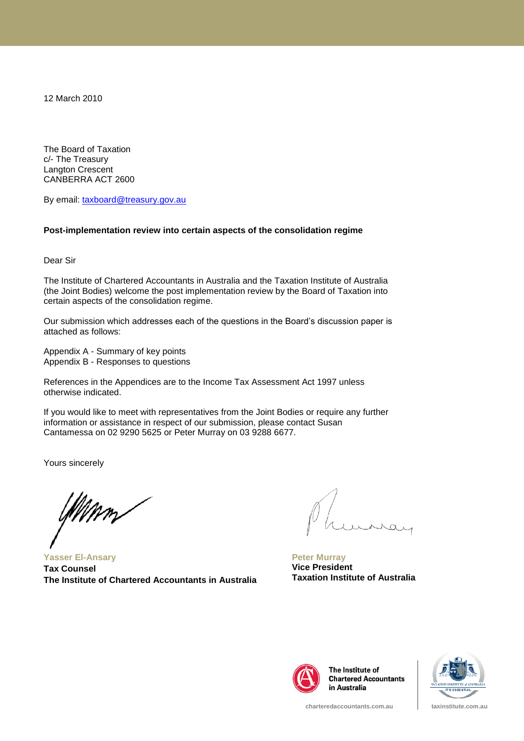12 March 2010

The Board of Taxation  
c/- The Treasury  
Langton Crescent  
CANBERRA ACT 2600

By email: taxboard@treasury.gov.au

**Post-implementation review into certain aspects of the consolidation regime**

Dear Sir

The Institute of Chartered Accountants in Australia and the Taxation Institute of Australia (the Joint Bodies) welcome the post implementation review by the Board of Taxation into certain aspects of the consolidation regime.

Our submission which addresses each of the questions in the Board's discussion paper is attached as follows:

Appendix A - Summary of key points  
Appendix B - Responses to questions

References in the Appendices are to the Income Tax Assessment Act 1997 unless otherwise indicated.

If you would like to meet with representatives from the Joint Bodies or require any further information or assistance in respect of our submission, please contact Susan Cantamessa on 02 9290 5625 or Peter Murray on 03 9288 6677.

Yours sincerely

**Yasser El-Ansary**  
**Tax Counsel**  
**The Institute of Chartered Accountants in Australia**

**Peter Murray**  
**Vice President**  
**Taxation Institute of Australia**

The Institute of Chartered Accountants in Australia  
charteredaccountants.com.au

Taxation Institute of Australia – It's Essential  
taxinstitute.com.au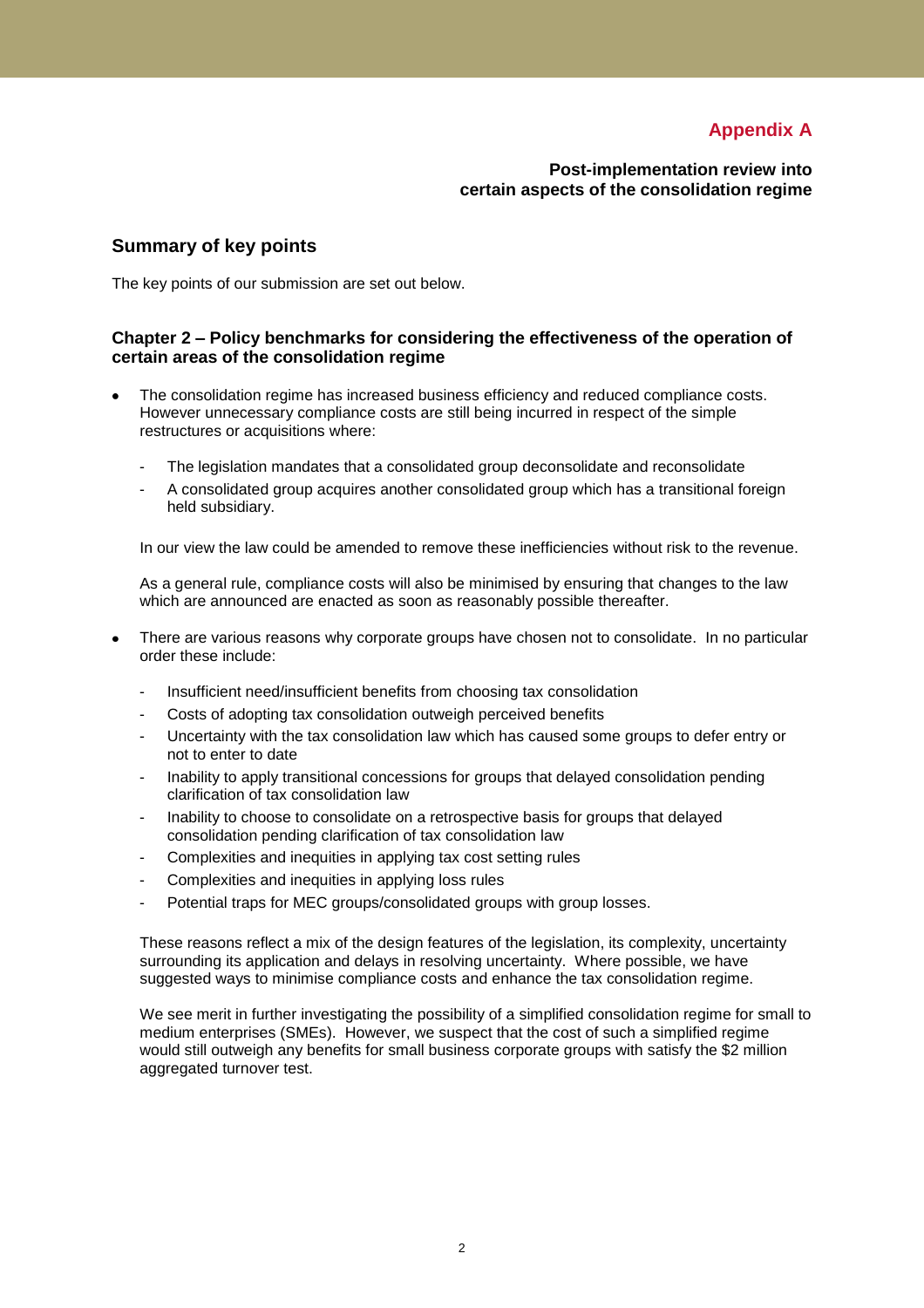# Appendix A

**Post-implementation review into certain aspects of the consolidation regime**

## Summary of key points

The key points of our submission are set out below.

### Chapter 2 – Policy benchmarks for considering the effectiveness of the operation of certain areas of the consolidation regime

- The consolidation regime has increased business efficiency and reduced compliance costs. However unnecessary compliance costs are still being incurred in respect of the simple restructures or acquisitions where:
  - The legislation mandates that a consolidated group deconsolidate and reconsolidate
  - A consolidated group acquires another consolidated group which has a transitional foreign held subsidiary.

  In our view the law could be amended to remove these inefficiencies without risk to the revenue.

  As a general rule, compliance costs will also be minimised by ensuring that changes to the law which are announced are enacted as soon as reasonably possible thereafter.

- There are various reasons why corporate groups have chosen not to consolidate. In no particular order these include:
  - Insufficient need/insufficient benefits from choosing tax consolidation
  - Costs of adopting tax consolidation outweigh perceived benefits
  - Uncertainty with the tax consolidation law which has caused some groups to defer entry or not to enter to date
  - Inability to apply transitional concessions for groups that delayed consolidation pending clarification of tax consolidation law
  - Inability to choose to consolidate on a retrospective basis for groups that delayed consolidation pending clarification of tax consolidation law
  - Complexities and inequities in applying tax cost setting rules
  - Complexities and inequities in applying loss rules
  - Potential traps for MEC groups/consolidated groups with group losses.

  These reasons reflect a mix of the design features of the legislation, its complexity, uncertainty surrounding its application and delays in resolving uncertainty. Where possible, we have suggested ways to minimise compliance costs and enhance the tax consolidation regime.

  We see merit in further investigating the possibility of a simplified consolidation regime for small to medium enterprises (SMEs). However, we suspect that the cost of such a simplified regime would still outweigh any benefits for small business corporate groups with satisfy the $2 million aggregated turnover test.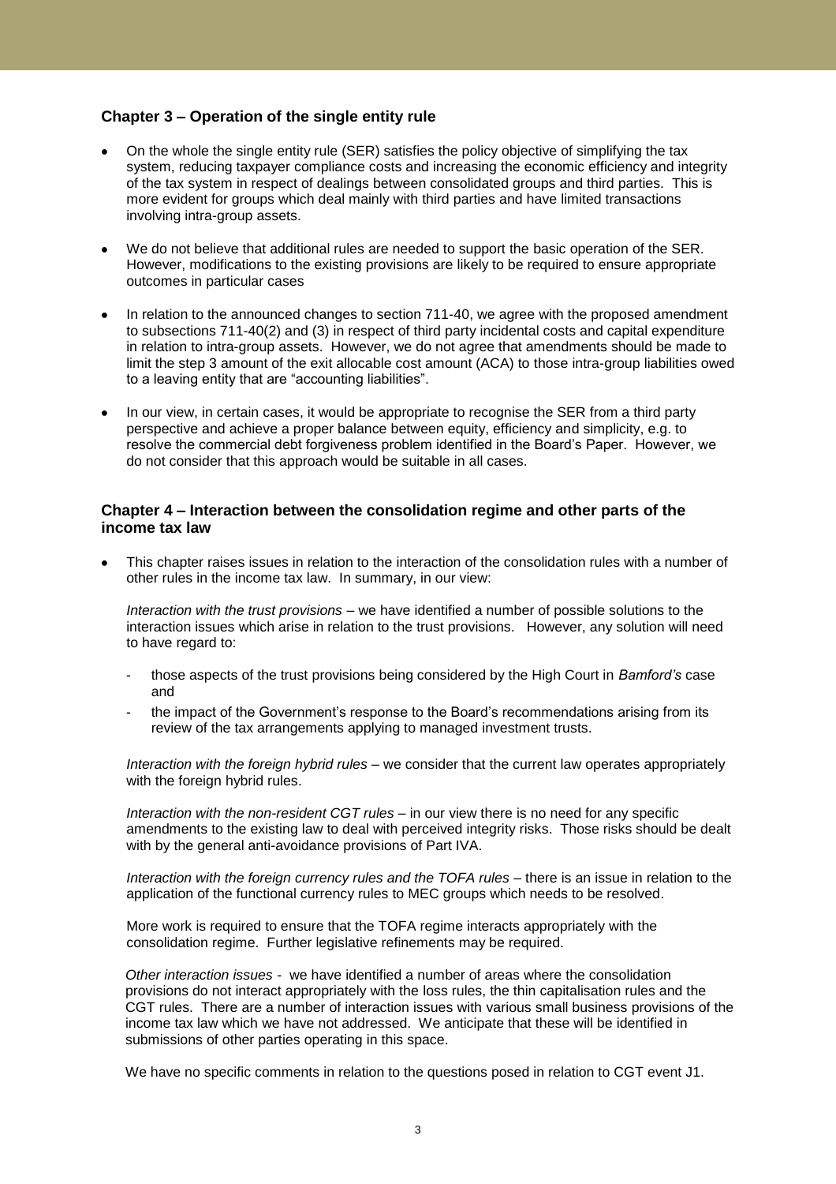## Chapter 3 – Operation of the single entity rule

- On the whole the single entity rule (SER) satisfies the policy objective of simplifying the tax system, reducing taxpayer compliance costs and increasing the economic efficiency and integrity of the tax system in respect of dealings between consolidated groups and third parties. This is more evident for groups which deal mainly with third parties and have limited transactions involving intra-group assets.
- We do not believe that additional rules are needed to support the basic operation of the SER. However, modifications to the existing provisions are likely to be required to ensure appropriate outcomes in particular cases
- In relation to the announced changes to section 711-40, we agree with the proposed amendment to subsections 711-40(2) and (3) in respect of third party incidental costs and capital expenditure in relation to intra-group assets. However, we do not agree that amendments should be made to limit the step 3 amount of the exit allocable cost amount (ACA) to those intra-group liabilities owed to a leaving entity that are "accounting liabilities".
- In our view, in certain cases, it would be appropriate to recognise the SER from a third party perspective and achieve a proper balance between equity, efficiency and simplicity, e.g. to resolve the commercial debt forgiveness problem identified in the Board's Paper. However, we do not consider that this approach would be suitable in all cases.

## Chapter 4 – Interaction between the consolidation regime and other parts of the income tax law

- This chapter raises issues in relation to the interaction of the consolidation rules with a number of other rules in the income tax law. In summary, in our view:

  *Interaction with the trust provisions* – we have identified a number of possible solutions to the interaction issues which arise in relation to the trust provisions. However, any solution will need to have regard to:

  - those aspects of the trust provisions being considered by the High Court in *Bamford's* case and
  - the impact of the Government's response to the Board's recommendations arising from its review of the tax arrangements applying to managed investment trusts.

  *Interaction with the foreign hybrid rules* – we consider that the current law operates appropriately with the foreign hybrid rules.

  *Interaction with the non-resident CGT rules* – in our view there is no need for any specific amendments to the existing law to deal with perceived integrity risks. Those risks should be dealt with by the general anti-avoidance provisions of Part IVA.

  *Interaction with the foreign currency rules and the TOFA rules* – there is an issue in relation to the application of the functional currency rules to MEC groups which needs to be resolved.

  More work is required to ensure that the TOFA regime interacts appropriately with the consolidation regime. Further legislative refinements may be required.

  *Other interaction issues* - we have identified a number of areas where the consolidation provisions do not interact appropriately with the loss rules, the thin capitalisation rules and the CGT rules. There are a number of interaction issues with various small business provisions of the income tax law which we have not addressed. We anticipate that these will be identified in submissions of other parties operating in this space.

  We have no specific comments in relation to the questions posed in relation to CGT event J1.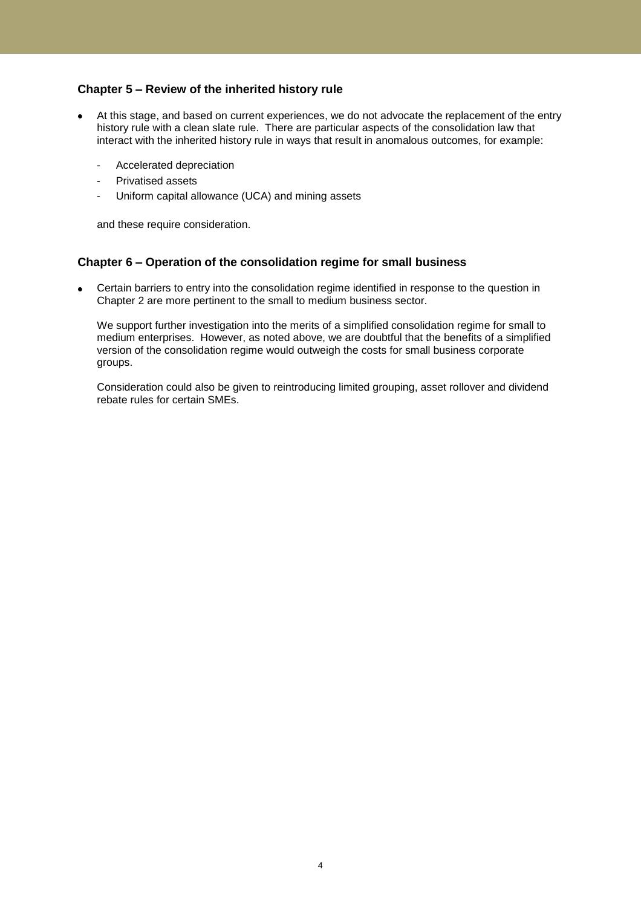### Chapter 5 – Review of the inherited history rule

- At this stage, and based on current experiences, we do not advocate the replacement of the entry history rule with a clean slate rule. There are particular aspects of the consolidation law that interact with the inherited history rule in ways that result in anomalous outcomes, for example:

  - Accelerated depreciation
  - Privatised assets
  - Uniform capital allowance (UCA) and mining assets

  and these require consideration.

### Chapter 6 – Operation of the consolidation regime for small business

- Certain barriers to entry into the consolidation regime identified in response to the question in Chapter 2 are more pertinent to the small to medium business sector.

  We support further investigation into the merits of a simplified consolidation regime for small to medium enterprises. However, as noted above, we are doubtful that the benefits of a simplified version of the consolidation regime would outweigh the costs for small business corporate groups.

  Consideration could also be given to reintroducing limited grouping, asset rollover and dividend rebate rules for certain SMEs.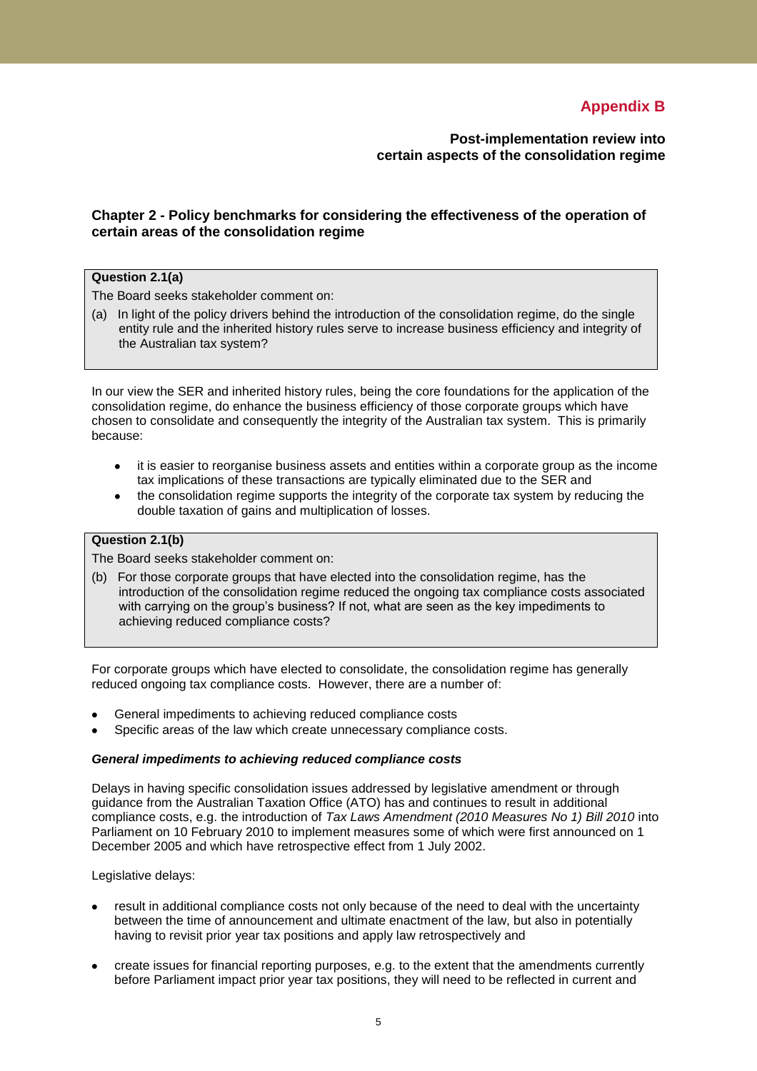# Appendix B

**Post-implementation review into certain aspects of the consolidation regime**

## Chapter 2 - Policy benchmarks for considering the effectiveness of the operation of certain areas of the consolidation regime

> **Question 2.1(a)**
>
> The Board seeks stakeholder comment on:
>
> (a) In light of the policy drivers behind the introduction of the consolidation regime, do the single entity rule and the inherited history rules serve to increase business efficiency and integrity of the Australian tax system?

In our view the SER and inherited history rules, being the core foundations for the application of the consolidation regime, do enhance the business efficiency of those corporate groups which have chosen to consolidate and consequently the integrity of the Australian tax system. This is primarily because:

- it is easier to reorganise business assets and entities within a corporate group as the income tax implications of these transactions are typically eliminated due to the SER and
- the consolidation regime supports the integrity of the corporate tax system by reducing the double taxation of gains and multiplication of losses.

> **Question 2.1(b)**
>
> The Board seeks stakeholder comment on:
>
> (b) For those corporate groups that have elected into the consolidation regime, has the introduction of the consolidation regime reduced the ongoing tax compliance costs associated with carrying on the group's business? If not, what are seen as the key impediments to achieving reduced compliance costs?

For corporate groups which have elected to consolidate, the consolidation regime has generally reduced ongoing tax compliance costs. However, there are a number of:

- General impediments to achieving reduced compliance costs
- Specific areas of the law which create unnecessary compliance costs.

### *General impediments to achieving reduced compliance costs*

Delays in having specific consolidation issues addressed by legislative amendment or through guidance from the Australian Taxation Office (ATO) has and continues to result in additional compliance costs, e.g. the introduction of *Tax Laws Amendment (2010 Measures No 1) Bill 2010* into Parliament on 10 February 2010 to implement measures some of which were first announced on 1 December 2005 and which have retrospective effect from 1 July 2002.

Legislative delays:

- result in additional compliance costs not only because of the need to deal with the uncertainty between the time of announcement and ultimate enactment of the law, but also in potentially having to revisit prior year tax positions and apply law retrospectively and
- create issues for financial reporting purposes, e.g. to the extent that the amendments currently before Parliament impact prior year tax positions, they will need to be reflected in current and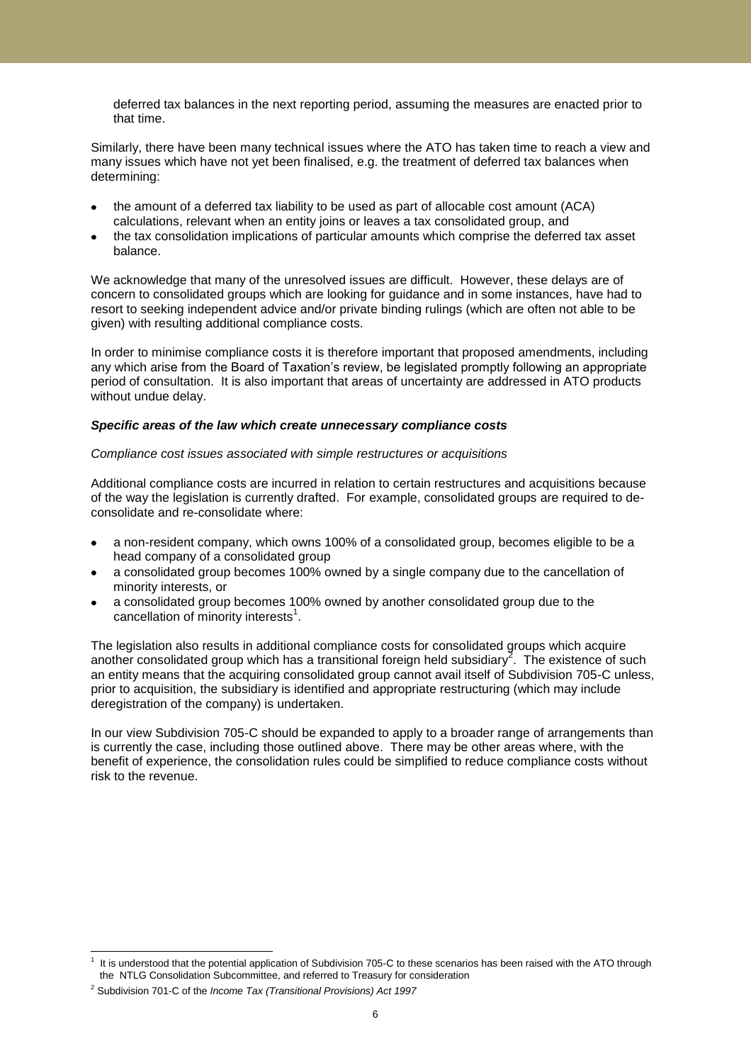deferred tax balances in the next reporting period, assuming the measures are enacted prior to that time.

Similarly, there have been many technical issues where the ATO has taken time to reach a view and many issues which have not yet been finalised, e.g. the treatment of deferred tax balances when determining:

- the amount of a deferred tax liability to be used as part of allocable cost amount (ACA) calculations, relevant when an entity joins or leaves a tax consolidated group, and
- the tax consolidation implications of particular amounts which comprise the deferred tax asset balance.

We acknowledge that many of the unresolved issues are difficult. However, these delays are of concern to consolidated groups which are looking for guidance and in some instances, have had to resort to seeking independent advice and/or private binding rulings (which are often not able to be given) with resulting additional compliance costs.

In order to minimise compliance costs it is therefore important that proposed amendments, including any which arise from the Board of Taxation's review, be legislated promptly following an appropriate period of consultation. It is also important that areas of uncertainty are addressed in ATO products without undue delay.

***Specific areas of the law which create unnecessary compliance costs***

*Compliance cost issues associated with simple restructures or acquisitions*

Additional compliance costs are incurred in relation to certain restructures and acquisitions because of the way the legislation is currently drafted. For example, consolidated groups are required to de-consolidate and re-consolidate where:

- a non-resident company, which owns 100% of a consolidated group, becomes eligible to be a head company of a consolidated group
- a consolidated group becomes 100% owned by a single company due to the cancellation of minority interests, or
- a consolidated group becomes 100% owned by another consolidated group due to the cancellation of minority interests[1].

The legislation also results in additional compliance costs for consolidated groups which acquire another consolidated group which has a transitional foreign held subsidiary[2]. The existence of such an entity means that the acquiring consolidated group cannot avail itself of Subdivision 705-C unless, prior to acquisition, the subsidiary is identified and appropriate restructuring (which may include deregistration of the company) is undertaken.

In our view Subdivision 705-C should be expanded to apply to a broader range of arrangements than is currently the case, including those outlined above. There may be other areas where, with the benefit of experience, the consolidation rules could be simplified to reduce compliance costs without risk to the revenue.

---

[1] It is understood that the potential application of Subdivision 705-C to these scenarios has been raised with the ATO through the NTLG Consolidation Subcommittee, and referred to Treasury for consideration

[2] Subdivision 701-C of the *Income Tax (Transitional Provisions) Act 1997*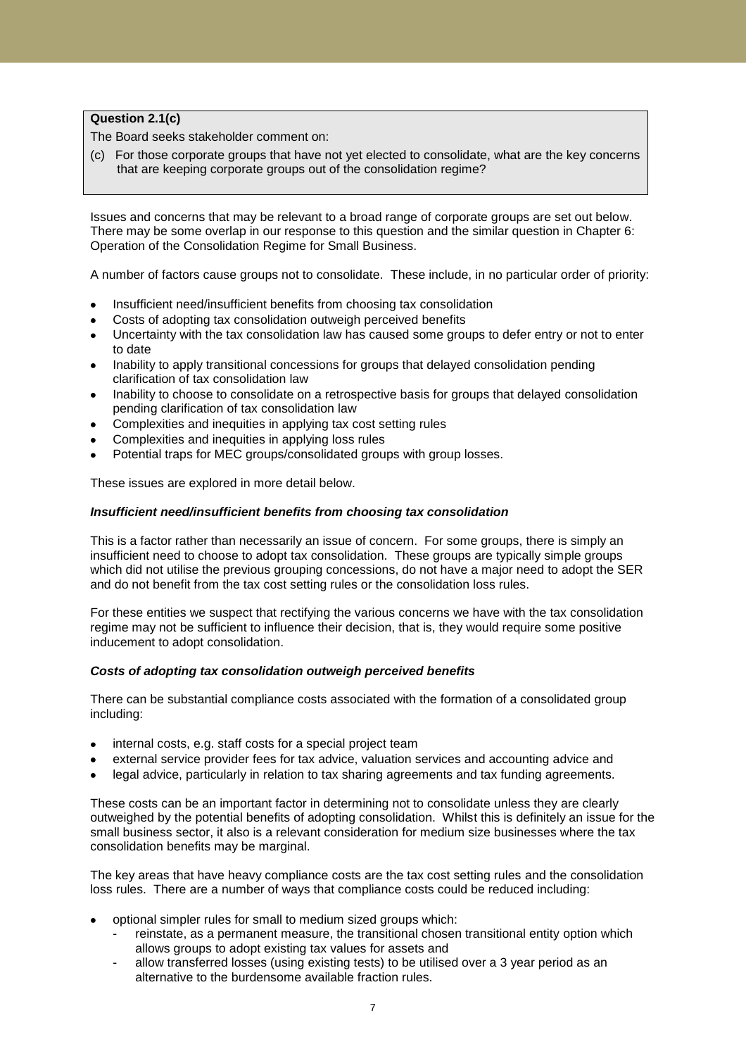> **Question 2.1(c)**
>
> The Board seeks stakeholder comment on:
>
> (c) For those corporate groups that have not yet elected to consolidate, what are the key concerns that are keeping corporate groups out of the consolidation regime?

Issues and concerns that may be relevant to a broad range of corporate groups are set out below. There may be some overlap in our response to this question and the similar question in Chapter 6: Operation of the Consolidation Regime for Small Business.

A number of factors cause groups not to consolidate. These include, in no particular order of priority:

- Insufficient need/insufficient benefits from choosing tax consolidation
- Costs of adopting tax consolidation outweigh perceived benefits
- Uncertainty with the tax consolidation law has caused some groups to defer entry or not to enter to date
- Inability to apply transitional concessions for groups that delayed consolidation pending clarification of tax consolidation law
- Inability to choose to consolidate on a retrospective basis for groups that delayed consolidation pending clarification of tax consolidation law
- Complexities and inequities in applying tax cost setting rules
- Complexities and inequities in applying loss rules
- Potential traps for MEC groups/consolidated groups with group losses.

These issues are explored in more detail below.

***Insufficient need/insufficient benefits from choosing tax consolidation***

This is a factor rather than necessarily an issue of concern. For some groups, there is simply an insufficient need to choose to adopt tax consolidation. These groups are typically simple groups which did not utilise the previous grouping concessions, do not have a major need to adopt the SER and do not benefit from the tax cost setting rules or the consolidation loss rules.

For these entities we suspect that rectifying the various concerns we have with the tax consolidation regime may not be sufficient to influence their decision, that is, they would require some positive inducement to adopt consolidation.

***Costs of adopting tax consolidation outweigh perceived benefits***

There can be substantial compliance costs associated with the formation of a consolidated group including:

- internal costs, e.g. staff costs for a special project team
- external service provider fees for tax advice, valuation services and accounting advice and
- legal advice, particularly in relation to tax sharing agreements and tax funding agreements.

These costs can be an important factor in determining not to consolidate unless they are clearly outweighed by the potential benefits of adopting consolidation. Whilst this is definitely an issue for the small business sector, it also is a relevant consideration for medium size businesses where the tax consolidation benefits may be marginal.

The key areas that have heavy compliance costs are the tax cost setting rules and the consolidation loss rules. There are a number of ways that compliance costs could be reduced including:

- optional simpler rules for small to medium sized groups which:
  - reinstate, as a permanent measure, the transitional chosen transitional entity option which allows groups to adopt existing tax values for assets and
  - allow transferred losses (using existing tests) to be utilised over a 3 year period as an alternative to the burdensome available fraction rules.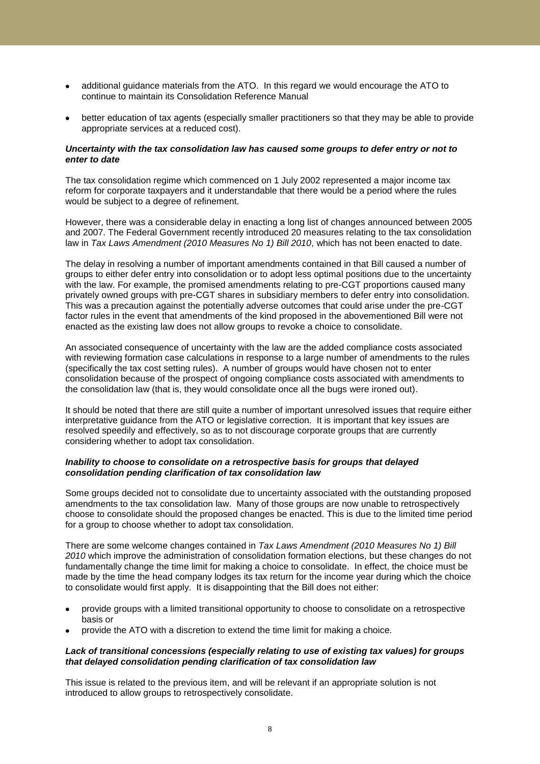- additional guidance materials from the ATO. In this regard we would encourage the ATO to continue to maintain its Consolidation Reference Manual
- better education of tax agents (especially smaller practitioners so that they may be able to provide appropriate services at a reduced cost).

***Uncertainty with the tax consolidation law has caused some groups to defer entry or not to enter to date***

The tax consolidation regime which commenced on 1 July 2002 represented a major income tax reform for corporate taxpayers and it understandable that there would be a period where the rules would be subject to a degree of refinement.

However, there was a considerable delay in enacting a long list of changes announced between 2005 and 2007. The Federal Government recently introduced 20 measures relating to the tax consolidation law in *Tax Laws Amendment (2010 Measures No 1) Bill 2010*, which has not been enacted to date.

The delay in resolving a number of important amendments contained in that Bill caused a number of groups to either defer entry into consolidation or to adopt less optimal positions due to the uncertainty with the law. For example, the promised amendments relating to pre-CGT proportions caused many privately owned groups with pre-CGT shares in subsidiary members to defer entry into consolidation. This was a precaution against the potentially adverse outcomes that could arise under the pre-CGT factor rules in the event that amendments of the kind proposed in the abovementioned Bill were not enacted as the existing law does not allow groups to revoke a choice to consolidate.

An associated consequence of uncertainty with the law are the added compliance costs associated with reviewing formation case calculations in response to a large number of amendments to the rules (specifically the tax cost setting rules). A number of groups would have chosen not to enter consolidation because of the prospect of ongoing compliance costs associated with amendments to the consolidation law (that is, they would consolidate once all the bugs were ironed out).

It should be noted that there are still quite a number of important unresolved issues that require either interpretative guidance from the ATO or legislative correction. It is important that key issues are resolved speedily and effectively, so as to not discourage corporate groups that are currently considering whether to adopt tax consolidation.

***Inability to choose to consolidate on a retrospective basis for groups that delayed consolidation pending clarification of tax consolidation law***

Some groups decided not to consolidate due to uncertainty associated with the outstanding proposed amendments to the tax consolidation law. Many of those groups are now unable to retrospectively choose to consolidate should the proposed changes be enacted. This is due to the limited time period for a group to choose whether to adopt tax consolidation.

There are some welcome changes contained in *Tax Laws Amendment (2010 Measures No 1) Bill 2010* which improve the administration of consolidation formation elections, but these changes do not fundamentally change the time limit for making a choice to consolidate. In effect, the choice must be made by the time the head company lodges its tax return for the income year during which the choice to consolidate would first apply. It is disappointing that the Bill does not either:

- provide groups with a limited transitional opportunity to choose to consolidate on a retrospective basis or
- provide the ATO with a discretion to extend the time limit for making a choice.

***Lack of transitional concessions (especially relating to use of existing tax values) for groups that delayed consolidation pending clarification of tax consolidation law***

This issue is related to the previous item, and will be relevant if an appropriate solution is not introduced to allow groups to retrospectively consolidate.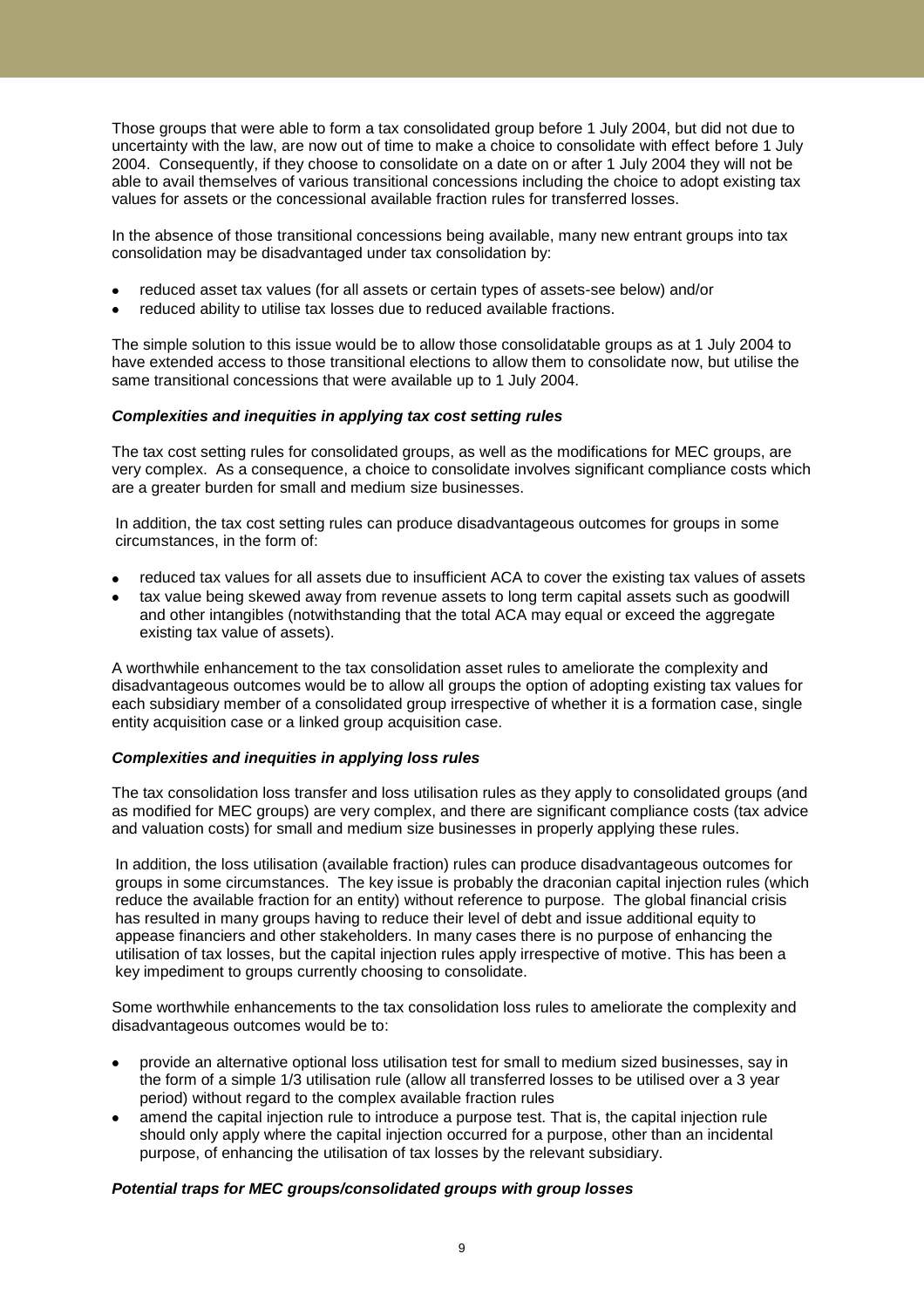Those groups that were able to form a tax consolidated group before 1 July 2004, but did not due to uncertainty with the law, are now out of time to make a choice to consolidate with effect before 1 July 2004. Consequently, if they choose to consolidate on a date on or after 1 July 2004 they will not be able to avail themselves of various transitional concessions including the choice to adopt existing tax values for assets or the concessional available fraction rules for transferred losses.

In the absence of those transitional concessions being available, many new entrant groups into tax consolidation may be disadvantaged under tax consolidation by:

- reduced asset tax values (for all assets or certain types of assets-see below) and/or
- reduced ability to utilise tax losses due to reduced available fractions.

The simple solution to this issue would be to allow those consolidatable groups as at 1 July 2004 to have extended access to those transitional elections to allow them to consolidate now, but utilise the same transitional concessions that were available up to 1 July 2004.

***Complexities and inequities in applying tax cost setting rules***

The tax cost setting rules for consolidated groups, as well as the modifications for MEC groups, are very complex. As a consequence, a choice to consolidate involves significant compliance costs which are a greater burden for small and medium size businesses.

In addition, the tax cost setting rules can produce disadvantageous outcomes for groups in some circumstances, in the form of:

- reduced tax values for all assets due to insufficient ACA to cover the existing tax values of assets
- tax value being skewed away from revenue assets to long term capital assets such as goodwill and other intangibles (notwithstanding that the total ACA may equal or exceed the aggregate existing tax value of assets).

A worthwhile enhancement to the tax consolidation asset rules to ameliorate the complexity and disadvantageous outcomes would be to allow all groups the option of adopting existing tax values for each subsidiary member of a consolidated group irrespective of whether it is a formation case, single entity acquisition case or a linked group acquisition case.

***Complexities and inequities in applying loss rules***

The tax consolidation loss transfer and loss utilisation rules as they apply to consolidated groups (and as modified for MEC groups) are very complex, and there are significant compliance costs (tax advice and valuation costs) for small and medium size businesses in properly applying these rules.

In addition, the loss utilisation (available fraction) rules can produce disadvantageous outcomes for groups in some circumstances. The key issue is probably the draconian capital injection rules (which reduce the available fraction for an entity) without reference to purpose. The global financial crisis has resulted in many groups having to reduce their level of debt and issue additional equity to appease financiers and other stakeholders. In many cases there is no purpose of enhancing the utilisation of tax losses, but the capital injection rules apply irrespective of motive. This has been a key impediment to groups currently choosing to consolidate.

Some worthwhile enhancements to the tax consolidation loss rules to ameliorate the complexity and disadvantageous outcomes would be to:

- provide an alternative optional loss utilisation test for small to medium sized businesses, say in the form of a simple 1/3 utilisation rule (allow all transferred losses to be utilised over a 3 year period) without regard to the complex available fraction rules
- amend the capital injection rule to introduce a purpose test. That is, the capital injection rule should only apply where the capital injection occurred for a purpose, other than an incidental purpose, of enhancing the utilisation of tax losses by the relevant subsidiary.

***Potential traps for MEC groups/consolidated groups with group losses***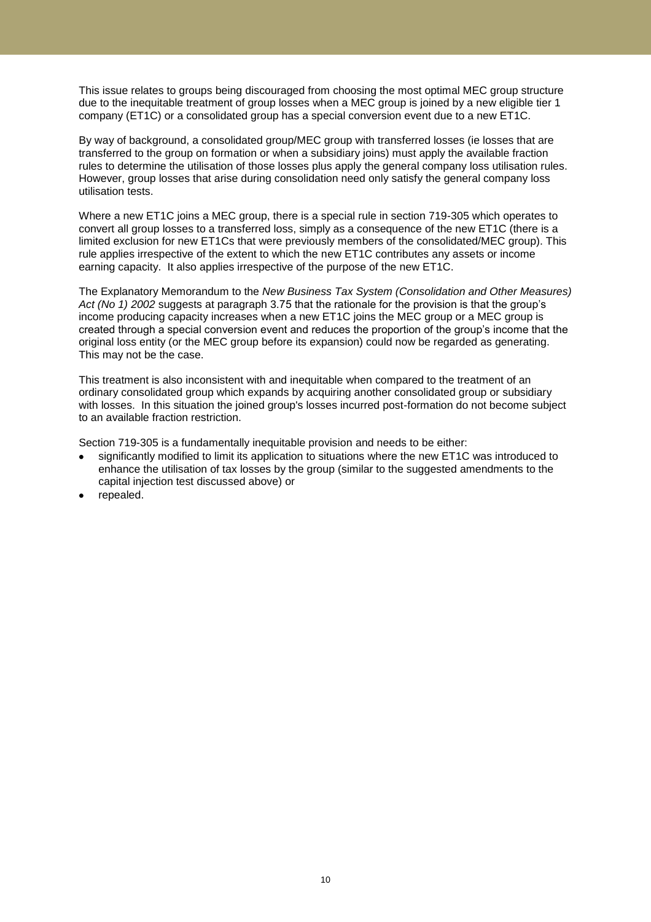This issue relates to groups being discouraged from choosing the most optimal MEC group structure due to the inequitable treatment of group losses when a MEC group is joined by a new eligible tier 1 company (ET1C) or a consolidated group has a special conversion event due to a new ET1C.

By way of background, a consolidated group/MEC group with transferred losses (ie losses that are transferred to the group on formation or when a subsidiary joins) must apply the available fraction rules to determine the utilisation of those losses plus apply the general company loss utilisation rules. However, group losses that arise during consolidation need only satisfy the general company loss utilisation tests.

Where a new ET1C joins a MEC group, there is a special rule in section 719-305 which operates to convert all group losses to a transferred loss, simply as a consequence of the new ET1C (there is a limited exclusion for new ET1Cs that were previously members of the consolidated/MEC group). This rule applies irrespective of the extent to which the new ET1C contributes any assets or income earning capacity. It also applies irrespective of the purpose of the new ET1C.

The Explanatory Memorandum to the *New Business Tax System (Consolidation and Other Measures) Act (No 1) 2002* suggests at paragraph 3.75 that the rationale for the provision is that the group's income producing capacity increases when a new ET1C joins the MEC group or a MEC group is created through a special conversion event and reduces the proportion of the group's income that the original loss entity (or the MEC group before its expansion) could now be regarded as generating. This may not be the case.

This treatment is also inconsistent with and inequitable when compared to the treatment of an ordinary consolidated group which expands by acquiring another consolidated group or subsidiary with losses. In this situation the joined group's losses incurred post-formation do not become subject to an available fraction restriction.

Section 719-305 is a fundamentally inequitable provision and needs to be either:

- significantly modified to limit its application to situations where the new ET1C was introduced to enhance the utilisation of tax losses by the group (similar to the suggested amendments to the capital injection test discussed above) or
- repealed.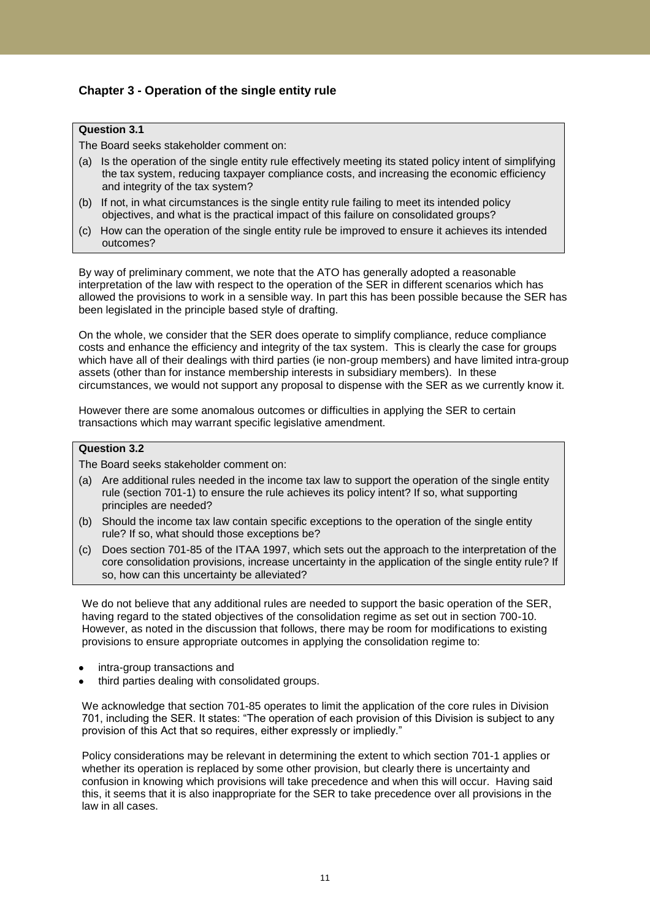## Chapter 3 - Operation of the single entity rule

> **Question 3.1**
>
> The Board seeks stakeholder comment on:
>
> (a) Is the operation of the single entity rule effectively meeting its stated policy intent of simplifying the tax system, reducing taxpayer compliance costs, and increasing the economic efficiency and integrity of the tax system?
>
> (b) If not, in what circumstances is the single entity rule failing to meet its intended policy objectives, and what is the practical impact of this failure on consolidated groups?
>
> (c) How can the operation of the single entity rule be improved to ensure it achieves its intended outcomes?

By way of preliminary comment, we note that the ATO has generally adopted a reasonable interpretation of the law with respect to the operation of the SER in different scenarios which has allowed the provisions to work in a sensible way. In part this has been possible because the SER has been legislated in the principle based style of drafting.

On the whole, we consider that the SER does operate to simplify compliance, reduce compliance costs and enhance the efficiency and integrity of the tax system. This is clearly the case for groups which have all of their dealings with third parties (ie non-group members) and have limited intra-group assets (other than for instance membership interests in subsidiary members). In these circumstances, we would not support any proposal to dispense with the SER as we currently know it.

However there are some anomalous outcomes or difficulties in applying the SER to certain transactions which may warrant specific legislative amendment.

> **Question 3.2**
>
> The Board seeks stakeholder comment on:
>
> (a) Are additional rules needed in the income tax law to support the operation of the single entity rule (section 701-1) to ensure the rule achieves its policy intent? If so, what supporting principles are needed?
>
> (b) Should the income tax law contain specific exceptions to the operation of the single entity rule? If so, what should those exceptions be?
>
> (c) Does section 701-85 of the ITAA 1997, which sets out the approach to the interpretation of the core consolidation provisions, increase uncertainty in the application of the single entity rule? If so, how can this uncertainty be alleviated?

We do not believe that any additional rules are needed to support the basic operation of the SER, having regard to the stated objectives of the consolidation regime as set out in section 700-10. However, as noted in the discussion that follows, there may be room for modifications to existing provisions to ensure appropriate outcomes in applying the consolidation regime to:

- intra-group transactions and
- third parties dealing with consolidated groups.

We acknowledge that section 701-85 operates to limit the application of the core rules in Division 701, including the SER. It states: "The operation of each provision of this Division is subject to any provision of this Act that so requires, either expressly or impliedly."

Policy considerations may be relevant in determining the extent to which section 701-1 applies or whether its operation is replaced by some other provision, but clearly there is uncertainty and confusion in knowing which provisions will take precedence and when this will occur. Having said this, it seems that it is also inappropriate for the SER to take precedence over all provisions in the law in all cases.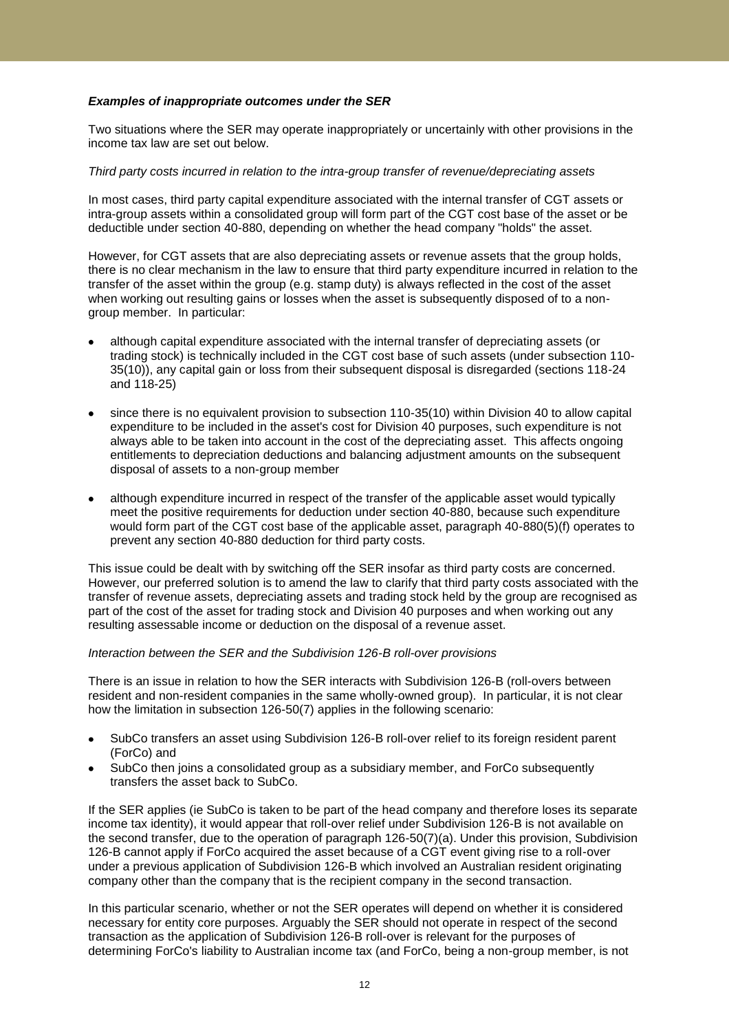***Examples of inappropriate outcomes under the SER***

Two situations where the SER may operate inappropriately or uncertainly with other provisions in the income tax law are set out below.

*Third party costs incurred in relation to the intra-group transfer of revenue/depreciating assets*

In most cases, third party capital expenditure associated with the internal transfer of CGT assets or intra-group assets within a consolidated group will form part of the CGT cost base of the asset or be deductible under section 40-880, depending on whether the head company "holds" the asset.

However, for CGT assets that are also depreciating assets or revenue assets that the group holds, there is no clear mechanism in the law to ensure that third party expenditure incurred in relation to the transfer of the asset within the group (e.g. stamp duty) is always reflected in the cost of the asset when working out resulting gains or losses when the asset is subsequently disposed of to a non-group member. In particular:

- although capital expenditure associated with the internal transfer of depreciating assets (or trading stock) is technically included in the CGT cost base of such assets (under subsection 110-35(10)), any capital gain or loss from their subsequent disposal is disregarded (sections 118-24 and 118-25)
- since there is no equivalent provision to subsection 110-35(10) within Division 40 to allow capital expenditure to be included in the asset's cost for Division 40 purposes, such expenditure is not always able to be taken into account in the cost of the depreciating asset. This affects ongoing entitlements to depreciation deductions and balancing adjustment amounts on the subsequent disposal of assets to a non-group member
- although expenditure incurred in respect of the transfer of the applicable asset would typically meet the positive requirements for deduction under section 40-880, because such expenditure would form part of the CGT cost base of the applicable asset, paragraph 40-880(5)(f) operates to prevent any section 40-880 deduction for third party costs.

This issue could be dealt with by switching off the SER insofar as third party costs are concerned. However, our preferred solution is to amend the law to clarify that third party costs associated with the transfer of revenue assets, depreciating assets and trading stock held by the group are recognised as part of the cost of the asset for trading stock and Division 40 purposes and when working out any resulting assessable income or deduction on the disposal of a revenue asset.

*Interaction between the SER and the Subdivision 126-B roll-over provisions*

There is an issue in relation to how the SER interacts with Subdivision 126-B (roll-overs between resident and non-resident companies in the same wholly-owned group). In particular, it is not clear how the limitation in subsection 126-50(7) applies in the following scenario:

- SubCo transfers an asset using Subdivision 126-B roll-over relief to its foreign resident parent (ForCo) and
- SubCo then joins a consolidated group as a subsidiary member, and ForCo subsequently transfers the asset back to SubCo.

If the SER applies (ie SubCo is taken to be part of the head company and therefore loses its separate income tax identity), it would appear that roll-over relief under Subdivision 126-B is not available on the second transfer, due to the operation of paragraph 126-50(7)(a). Under this provision, Subdivision 126-B cannot apply if ForCo acquired the asset because of a CGT event giving rise to a roll-over under a previous application of Subdivision 126-B which involved an Australian resident originating company other than the company that is the recipient company in the second transaction.

In this particular scenario, whether or not the SER operates will depend on whether it is considered necessary for entity core purposes. Arguably the SER should not operate in respect of the second transaction as the application of Subdivision 126-B roll-over is relevant for the purposes of determining ForCo's liability to Australian income tax (and ForCo, being a non-group member, is not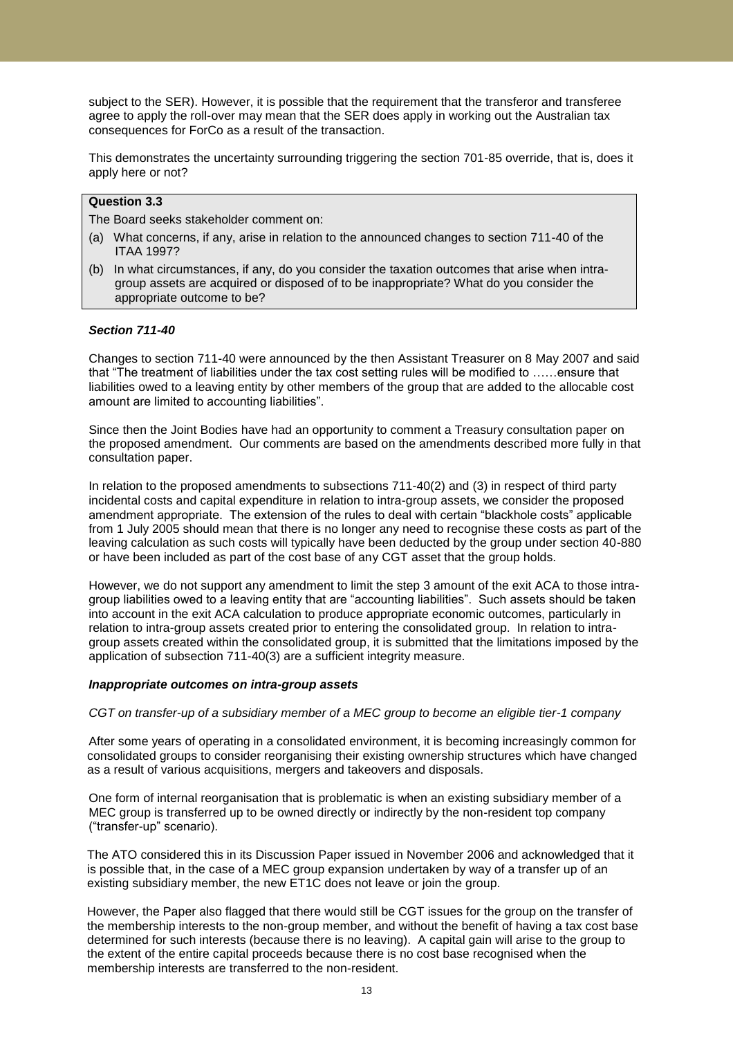subject to the SER). However, it is possible that the requirement that the transferor and transferee agree to apply the roll-over may mean that the SER does apply in working out the Australian tax consequences for ForCo as a result of the transaction.

This demonstrates the uncertainty surrounding triggering the section 701-85 override, that is, does it apply here or not?

> **Question 3.3**
>
> The Board seeks stakeholder comment on:
>
> (a) What concerns, if any, arise in relation to the announced changes to section 711-40 of the ITAA 1997?
>
> (b) In what circumstances, if any, do you consider the taxation outcomes that arise when intra-group assets are acquired or disposed of to be inappropriate? What do you consider the appropriate outcome to be?

***Section 711-40***

Changes to section 711-40 were announced by the then Assistant Treasurer on 8 May 2007 and said that "The treatment of liabilities under the tax cost setting rules will be modified to ……ensure that liabilities owed to a leaving entity by other members of the group that are added to the allocable cost amount are limited to accounting liabilities".

Since then the Joint Bodies have had an opportunity to comment a Treasury consultation paper on the proposed amendment. Our comments are based on the amendments described more fully in that consultation paper.

In relation to the proposed amendments to subsections 711-40(2) and (3) in respect of third party incidental costs and capital expenditure in relation to intra-group assets, we consider the proposed amendment appropriate. The extension of the rules to deal with certain "blackhole costs" applicable from 1 July 2005 should mean that there is no longer any need to recognise these costs as part of the leaving calculation as such costs will typically have been deducted by the group under section 40-880 or have been included as part of the cost base of any CGT asset that the group holds.

However, we do not support any amendment to limit the step 3 amount of the exit ACA to those intra-group liabilities owed to a leaving entity that are "accounting liabilities". Such assets should be taken into account in the exit ACA calculation to produce appropriate economic outcomes, particularly in relation to intra-group assets created prior to entering the consolidated group. In relation to intra-group assets created within the consolidated group, it is submitted that the limitations imposed by the application of subsection 711-40(3) are a sufficient integrity measure.

***Inappropriate outcomes on intra-group assets***

*CGT on transfer-up of a subsidiary member of a MEC group to become an eligible tier-1 company*

After some years of operating in a consolidated environment, it is becoming increasingly common for consolidated groups to consider reorganising their existing ownership structures which have changed as a result of various acquisitions, mergers and takeovers and disposals.

One form of internal reorganisation that is problematic is when an existing subsidiary member of a MEC group is transferred up to be owned directly or indirectly by the non-resident top company ("transfer-up" scenario).

The ATO considered this in its Discussion Paper issued in November 2006 and acknowledged that it is possible that, in the case of a MEC group expansion undertaken by way of a transfer up of an existing subsidiary member, the new ET1C does not leave or join the group.

However, the Paper also flagged that there would still be CGT issues for the group on the transfer of the membership interests to the non-group member, and without the benefit of having a tax cost base determined for such interests (because there is no leaving). A capital gain will arise to the group to the extent of the entire capital proceeds because there is no cost base recognised when the membership interests are transferred to the non-resident.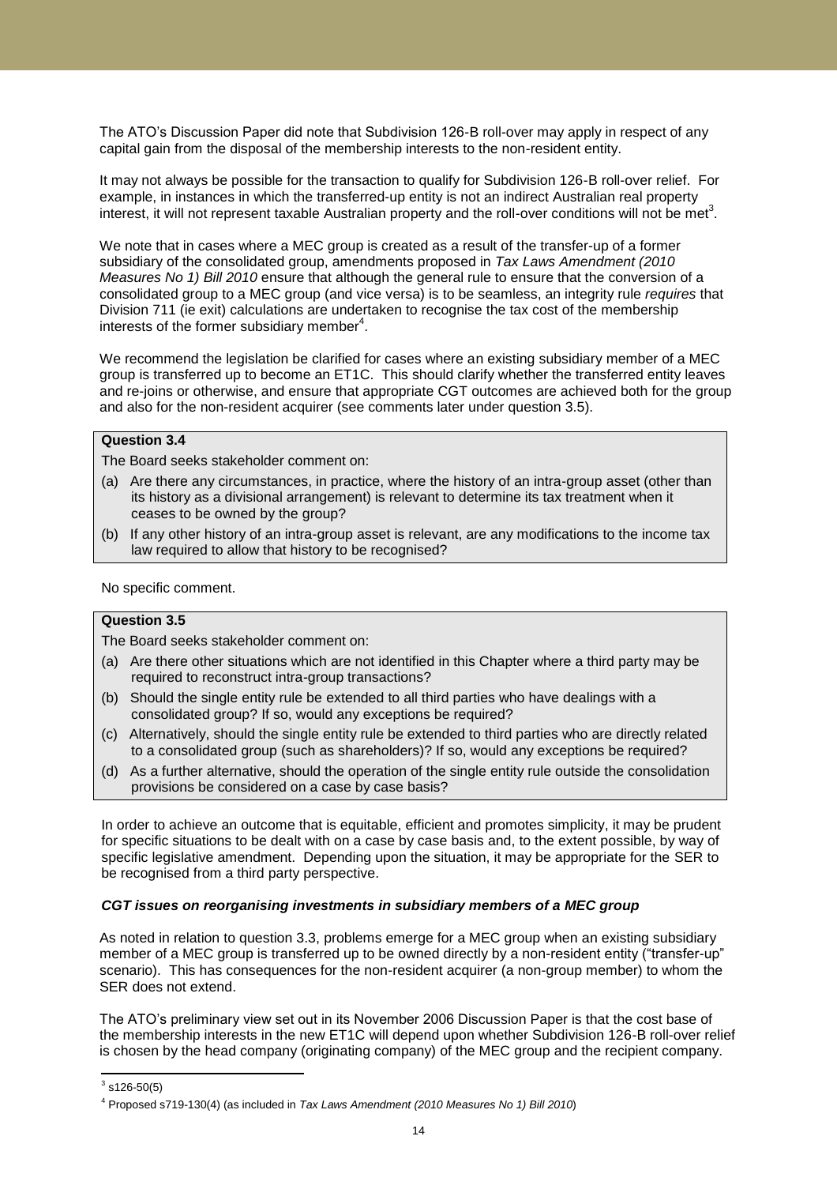The ATO's Discussion Paper did note that Subdivision 126-B roll-over may apply in respect of any capital gain from the disposal of the membership interests to the non-resident entity.

It may not always be possible for the transaction to qualify for Subdivision 126-B roll-over relief. For example, in instances in which the transferred-up entity is not an indirect Australian real property interest, it will not represent taxable Australian property and the roll-over conditions will not be met[3].

We note that in cases where a MEC group is created as a result of the transfer-up of a former subsidiary of the consolidated group, amendments proposed in *Tax Laws Amendment (2010 Measures No 1) Bill 2010* ensure that although the general rule to ensure that the conversion of a consolidated group to a MEC group (and vice versa) is to be seamless, an integrity rule *requires* that Division 711 (ie exit) calculations are undertaken to recognise the tax cost of the membership interests of the former subsidiary member[4].

We recommend the legislation be clarified for cases where an existing subsidiary member of a MEC group is transferred up to become an ET1C. This should clarify whether the transferred entity leaves and re-joins or otherwise, and ensure that appropriate CGT outcomes are achieved both for the group and also for the non-resident acquirer (see comments later under question 3.5).

**Question 3.4**

The Board seeks stakeholder comment on:

(a) Are there any circumstances, in practice, where the history of an intra-group asset (other than its history as a divisional arrangement) is relevant to determine its tax treatment when it ceases to be owned by the group?

(b) If any other history of an intra-group asset is relevant, are any modifications to the income tax law required to allow that history to be recognised?

No specific comment.

**Question 3.5**

The Board seeks stakeholder comment on:

(a) Are there other situations which are not identified in this Chapter where a third party may be required to reconstruct intra-group transactions?

(b) Should the single entity rule be extended to all third parties who have dealings with a consolidated group? If so, would any exceptions be required?

(c) Alternatively, should the single entity rule be extended to third parties who are directly related to a consolidated group (such as shareholders)? If so, would any exceptions be required?

(d) As a further alternative, should the operation of the single entity rule outside the consolidation provisions be considered on a case by case basis?

In order to achieve an outcome that is equitable, efficient and promotes simplicity, it may be prudent for specific situations to be dealt with on a case by case basis and, to the extent possible, by way of specific legislative amendment. Depending upon the situation, it may be appropriate for the SER to be recognised from a third party perspective.

***CGT issues on reorganising investments in subsidiary members of a MEC group***

As noted in relation to question 3.3, problems emerge for a MEC group when an existing subsidiary member of a MEC group is transferred up to be owned directly by a non-resident entity ("transfer-up" scenario). This has consequences for the non-resident acquirer (a non-group member) to whom the SER does not extend.

The ATO's preliminary view set out in its November 2006 Discussion Paper is that the cost base of the membership interests in the new ET1C will depend upon whether Subdivision 126-B roll-over relief is chosen by the head company (originating company) of the MEC group and the recipient company.

[3] s126-50(5)

[4] Proposed s719-130(4) (as included in *Tax Laws Amendment (2010 Measures No 1) Bill 2010*)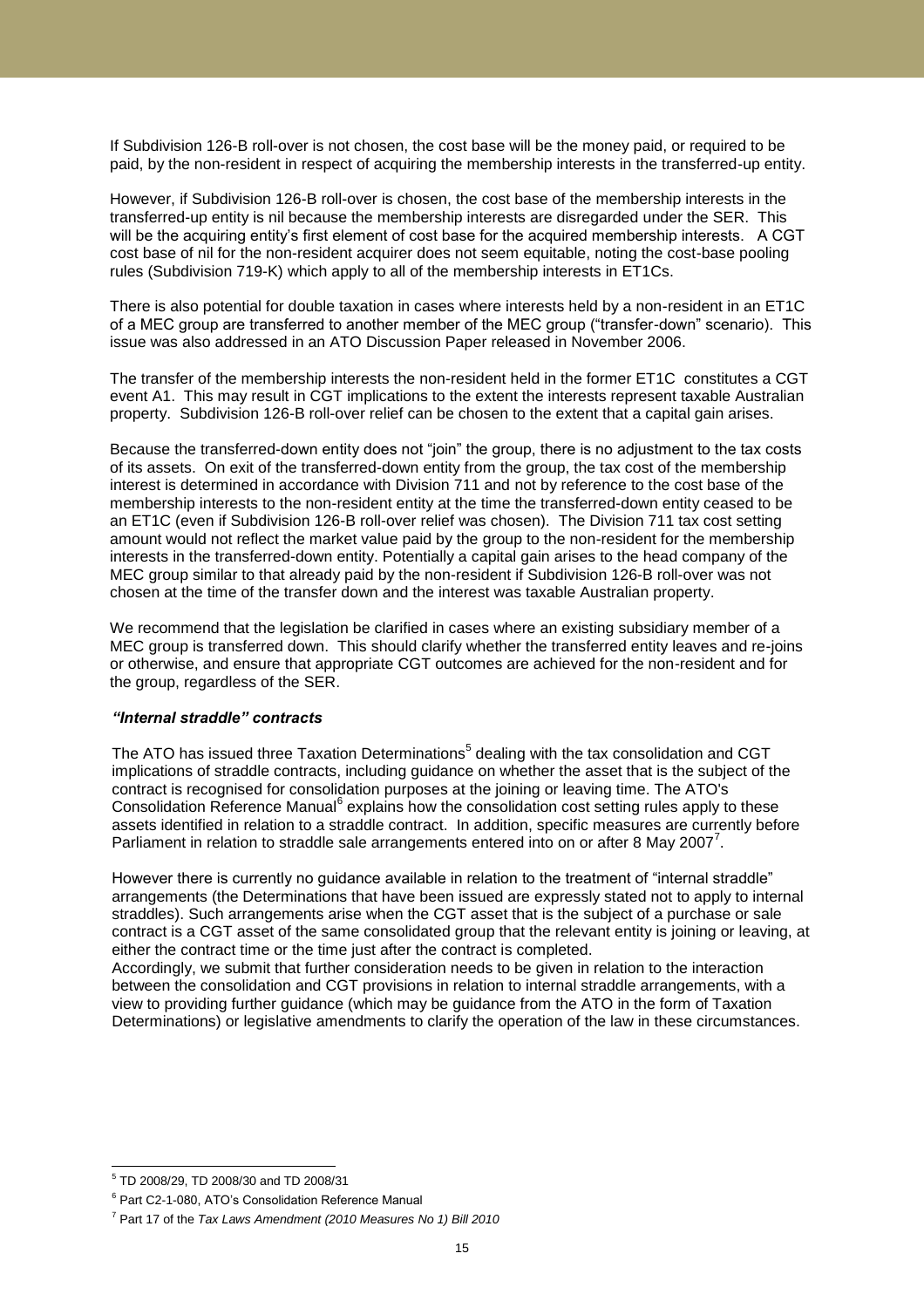If Subdivision 126-B roll-over is not chosen, the cost base will be the money paid, or required to be paid, by the non-resident in respect of acquiring the membership interests in the transferred-up entity.

However, if Subdivision 126-B roll-over is chosen, the cost base of the membership interests in the transferred-up entity is nil because the membership interests are disregarded under the SER. This will be the acquiring entity's first element of cost base for the acquired membership interests. A CGT cost base of nil for the non-resident acquirer does not seem equitable, noting the cost-base pooling rules (Subdivision 719-K) which apply to all of the membership interests in ET1Cs.

There is also potential for double taxation in cases where interests held by a non-resident in an ET1C of a MEC group are transferred to another member of the MEC group ("transfer-down" scenario). This issue was also addressed in an ATO Discussion Paper released in November 2006.

The transfer of the membership interests the non-resident held in the former ET1C constitutes a CGT event A1. This may result in CGT implications to the extent the interests represent taxable Australian property. Subdivision 126-B roll-over relief can be chosen to the extent that a capital gain arises.

Because the transferred-down entity does not "join" the group, there is no adjustment to the tax costs of its assets. On exit of the transferred-down entity from the group, the tax cost of the membership interest is determined in accordance with Division 711 and not by reference to the cost base of the membership interests to the non-resident entity at the time the transferred-down entity ceased to be an ET1C (even if Subdivision 126-B roll-over relief was chosen). The Division 711 tax cost setting amount would not reflect the market value paid by the group to the non-resident for the membership interests in the transferred-down entity. Potentially a capital gain arises to the head company of the MEC group similar to that already paid by the non-resident if Subdivision 126-B roll-over was not chosen at the time of the transfer down and the interest was taxable Australian property.

We recommend that the legislation be clarified in cases where an existing subsidiary member of a MEC group is transferred down. This should clarify whether the transferred entity leaves and re-joins or otherwise, and ensure that appropriate CGT outcomes are achieved for the non-resident and for the group, regardless of the SER.

***"Internal straddle" contracts***

The ATO has issued three Taxation Determinations[5] dealing with the tax consolidation and CGT implications of straddle contracts, including guidance on whether the asset that is the subject of the contract is recognised for consolidation purposes at the joining or leaving time. The ATO's Consolidation Reference Manual[6] explains how the consolidation cost setting rules apply to these assets identified in relation to a straddle contract. In addition, specific measures are currently before Parliament in relation to straddle sale arrangements entered into on or after 8 May 2007[7].

However there is currently no guidance available in relation to the treatment of "internal straddle" arrangements (the Determinations that have been issued are expressly stated not to apply to internal straddles). Such arrangements arise when the CGT asset that is the subject of a purchase or sale contract is a CGT asset of the same consolidated group that the relevant entity is joining or leaving, at either the contract time or the time just after the contract is completed.
Accordingly, we submit that further consideration needs to be given in relation to the interaction between the consolidation and CGT provisions in relation to internal straddle arrangements, with a view to providing further guidance (which may be guidance from the ATO in the form of Taxation Determinations) or legislative amendments to clarify the operation of the law in these circumstances.

---

[5] TD 2008/29, TD 2008/30 and TD 2008/31

[6] Part C2-1-080, ATO's Consolidation Reference Manual

[7] Part 17 of the *Tax Laws Amendment (2010 Measures No 1) Bill 2010*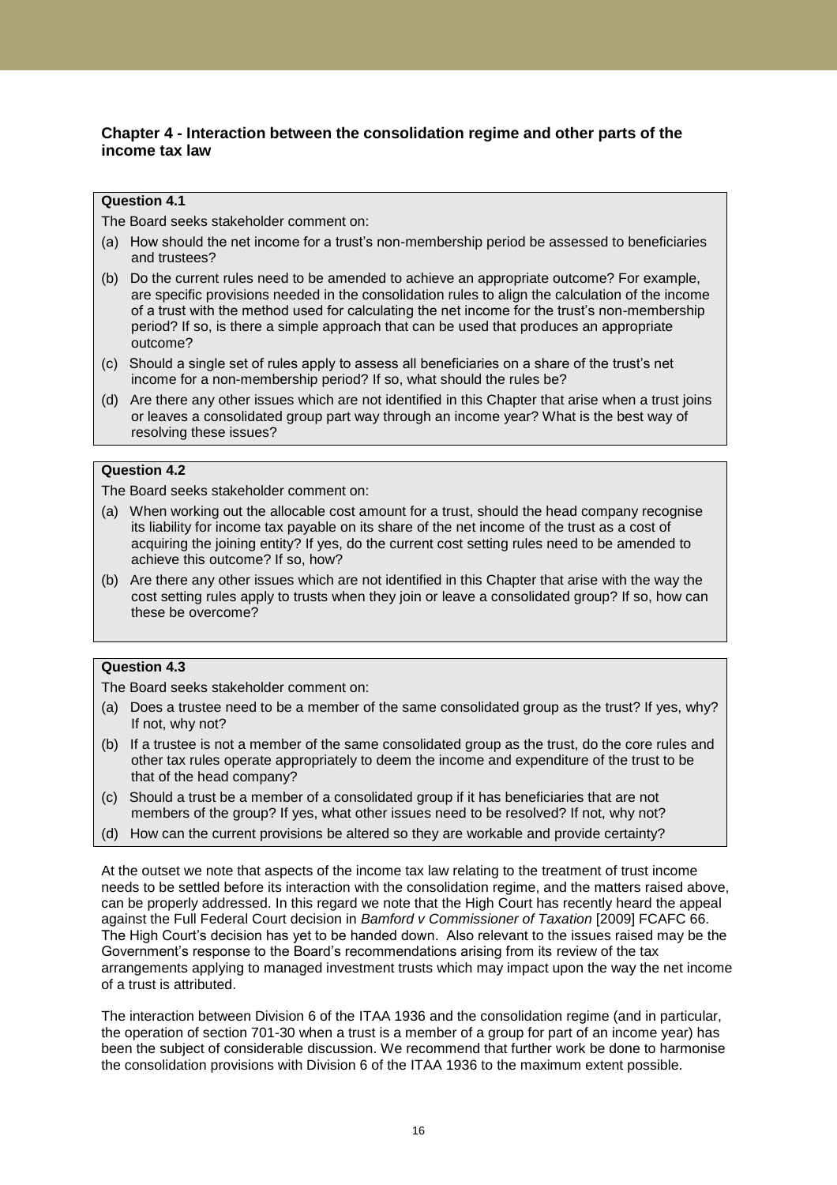## Chapter 4 - Interaction between the consolidation regime and other parts of the income tax law

**Question 4.1**

The Board seeks stakeholder comment on:

(a) How should the net income for a trust's non-membership period be assessed to beneficiaries and trustees?

(b) Do the current rules need to be amended to achieve an appropriate outcome? For example, are specific provisions needed in the consolidation rules to align the calculation of the income of a trust with the method used for calculating the net income for the trust's non-membership period? If so, is there a simple approach that can be used that produces an appropriate outcome?

(c) Should a single set of rules apply to assess all beneficiaries on a share of the trust's net income for a non-membership period? If so, what should the rules be?

(d) Are there any other issues which are not identified in this Chapter that arise when a trust joins or leaves a consolidated group part way through an income year? What is the best way of resolving these issues?

**Question 4.2**

The Board seeks stakeholder comment on:

(a) When working out the allocable cost amount for a trust, should the head company recognise its liability for income tax payable on its share of the net income of the trust as a cost of acquiring the joining entity? If yes, do the current cost setting rules need to be amended to achieve this outcome? If so, how?

(b) Are there any other issues which are not identified in this Chapter that arise with the way the cost setting rules apply to trusts when they join or leave a consolidated group? If so, how can these be overcome?

**Question 4.3**

The Board seeks stakeholder comment on:

(a) Does a trustee need to be a member of the same consolidated group as the trust? If yes, why? If not, why not?

(b) If a trustee is not a member of the same consolidated group as the trust, do the core rules and other tax rules operate appropriately to deem the income and expenditure of the trust to be that of the head company?

(c) Should a trust be a member of a consolidated group if it has beneficiaries that are not members of the group? If yes, what other issues need to be resolved? If not, why not?

(d) How can the current provisions be altered so they are workable and provide certainty?

At the outset we note that aspects of the income tax law relating to the treatment of trust income needs to be settled before its interaction with the consolidation regime, and the matters raised above, can be properly addressed. In this regard we note that the High Court has recently heard the appeal against the Full Federal Court decision in *Bamford v Commissioner of Taxation* [2009] FCAFC 66. The High Court's decision has yet to be handed down. Also relevant to the issues raised may be the Government's response to the Board's recommendations arising from its review of the tax arrangements applying to managed investment trusts which may impact upon the way the net income of a trust is attributed.

The interaction between Division 6 of the ITAA 1936 and the consolidation regime (and in particular, the operation of section 701-30 when a trust is a member of a group for part of an income year) has been the subject of considerable discussion. We recommend that further work be done to harmonise the consolidation provisions with Division 6 of the ITAA 1936 to the maximum extent possible.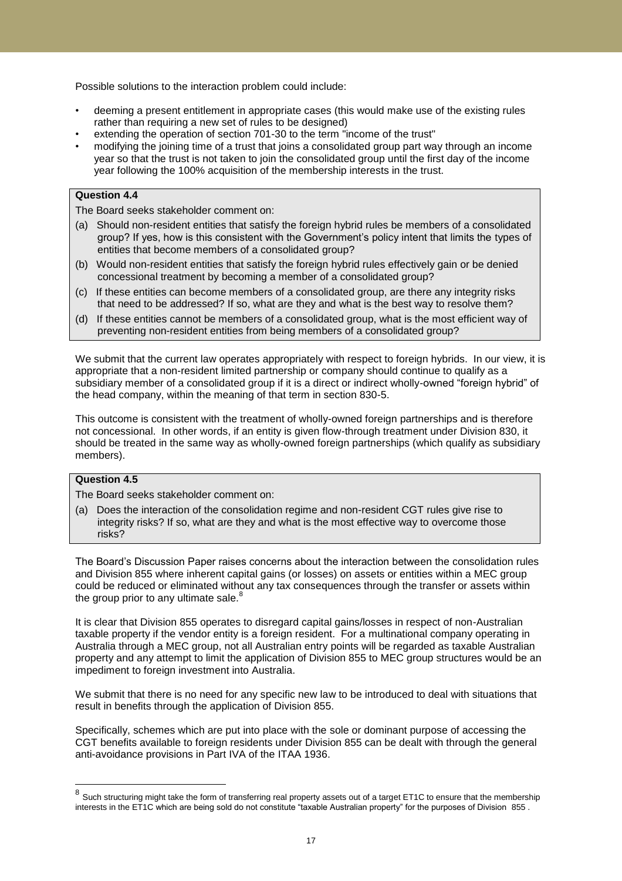Possible solutions to the interaction problem could include:

- deeming a present entitlement in appropriate cases (this would make use of the existing rules rather than requiring a new set of rules to be designed)
- extending the operation of section 701-30 to the term "income of the trust"
- modifying the joining time of a trust that joins a consolidated group part way through an income year so that the trust is not taken to join the consolidated group until the first day of the income year following the 100% acquisition of the membership interests in the trust.

**Question 4.4**

The Board seeks stakeholder comment on:

(a) Should non-resident entities that satisfy the foreign hybrid rules be members of a consolidated group? If yes, how is this consistent with the Government's policy intent that limits the types of entities that become members of a consolidated group?

(b) Would non-resident entities that satisfy the foreign hybrid rules effectively gain or be denied concessional treatment by becoming a member of a consolidated group?

(c) If these entities can become members of a consolidated group, are there any integrity risks that need to be addressed? If so, what are they and what is the best way to resolve them?

(d) If these entities cannot be members of a consolidated group, what is the most efficient way of preventing non-resident entities from being members of a consolidated group?

We submit that the current law operates appropriately with respect to foreign hybrids. In our view, it is appropriate that a non-resident limited partnership or company should continue to qualify as a subsidiary member of a consolidated group if it is a direct or indirect wholly-owned "foreign hybrid" of the head company, within the meaning of that term in section 830-5.

This outcome is consistent with the treatment of wholly-owned foreign partnerships and is therefore not concessional. In other words, if an entity is given flow-through treatment under Division 830, it should be treated in the same way as wholly-owned foreign partnerships (which qualify as subsidiary members).

**Question 4.5**

The Board seeks stakeholder comment on:

(a) Does the interaction of the consolidation regime and non-resident CGT rules give rise to integrity risks? If so, what are they and what is the most effective way to overcome those risks?

The Board's Discussion Paper raises concerns about the interaction between the consolidation rules and Division 855 where inherent capital gains (or losses) on assets or entities within a MEC group could be reduced or eliminated without any tax consequences through the transfer or assets within the group prior to any ultimate sale.[8]

It is clear that Division 855 operates to disregard capital gains/losses in respect of non-Australian taxable property if the vendor entity is a foreign resident. For a multinational company operating in Australia through a MEC group, not all Australian entry points will be regarded as taxable Australian property and any attempt to limit the application of Division 855 to MEC group structures would be an impediment to foreign investment into Australia.

We submit that there is no need for any specific new law to be introduced to deal with situations that result in benefits through the application of Division 855.

Specifically, schemes which are put into place with the sole or dominant purpose of accessing the CGT benefits available to foreign residents under Division 855 can be dealt with through the general anti-avoidance provisions in Part IVA of the ITAA 1936.

---

[8] Such structuring might take the form of transferring real property assets out of a target ET1C to ensure that the membership interests in the ET1C which are being sold do not constitute "taxable Australian property" for the purposes of Division 855 .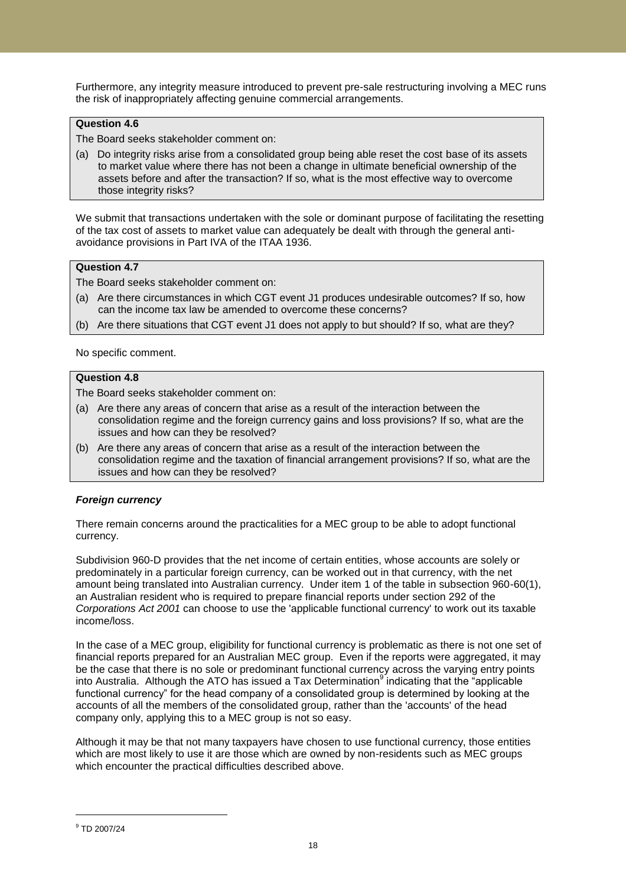Furthermore, any integrity measure introduced to prevent pre-sale restructuring involving a MEC runs the risk of inappropriately affecting genuine commercial arrangements.

**Question 4.6**

The Board seeks stakeholder comment on:

(a) Do integrity risks arise from a consolidated group being able reset the cost base of its assets to market value where there has not been a change in ultimate beneficial ownership of the assets before and after the transaction? If so, what is the most effective way to overcome those integrity risks?

We submit that transactions undertaken with the sole or dominant purpose of facilitating the resetting of the tax cost of assets to market value can adequately be dealt with through the general anti-avoidance provisions in Part IVA of the ITAA 1936.

**Question 4.7**

The Board seeks stakeholder comment on:

(a) Are there circumstances in which CGT event J1 produces undesirable outcomes? If so, how can the income tax law be amended to overcome these concerns?

(b) Are there situations that CGT event J1 does not apply to but should? If so, what are they?

No specific comment.

**Question 4.8**

The Board seeks stakeholder comment on:

(a) Are there any areas of concern that arise as a result of the interaction between the consolidation regime and the foreign currency gains and loss provisions? If so, what are the issues and how can they be resolved?

(b) Are there any areas of concern that arise as a result of the interaction between the consolidation regime and the taxation of financial arrangement provisions? If so, what are the issues and how can they be resolved?

***Foreign currency***

There remain concerns around the practicalities for a MEC group to be able to adopt functional currency.

Subdivision 960-D provides that the net income of certain entities, whose accounts are solely or predominately in a particular foreign currency, can be worked out in that currency, with the net amount being translated into Australian currency. Under item 1 of the table in subsection 960-60(1), an Australian resident who is required to prepare financial reports under section 292 of the *Corporations Act 2001* can choose to use the 'applicable functional currency' to work out its taxable income/loss.

In the case of a MEC group, eligibility for functional currency is problematic as there is not one set of financial reports prepared for an Australian MEC group. Even if the reports were aggregated, it may be the case that there is no sole or predominant functional currency across the varying entry points into Australia. Although the ATO has issued a Tax Determination[9] indicating that the "applicable functional currency" for the head company of a consolidated group is determined by looking at the accounts of all the members of the consolidated group, rather than the 'accounts' of the head company only, applying this to a MEC group is not so easy.

Although it may be that not many taxpayers have chosen to use functional currency, those entities which are most likely to use it are those which are owned by non-residents such as MEC groups which encounter the practical difficulties described above.

[9] TD 2007/24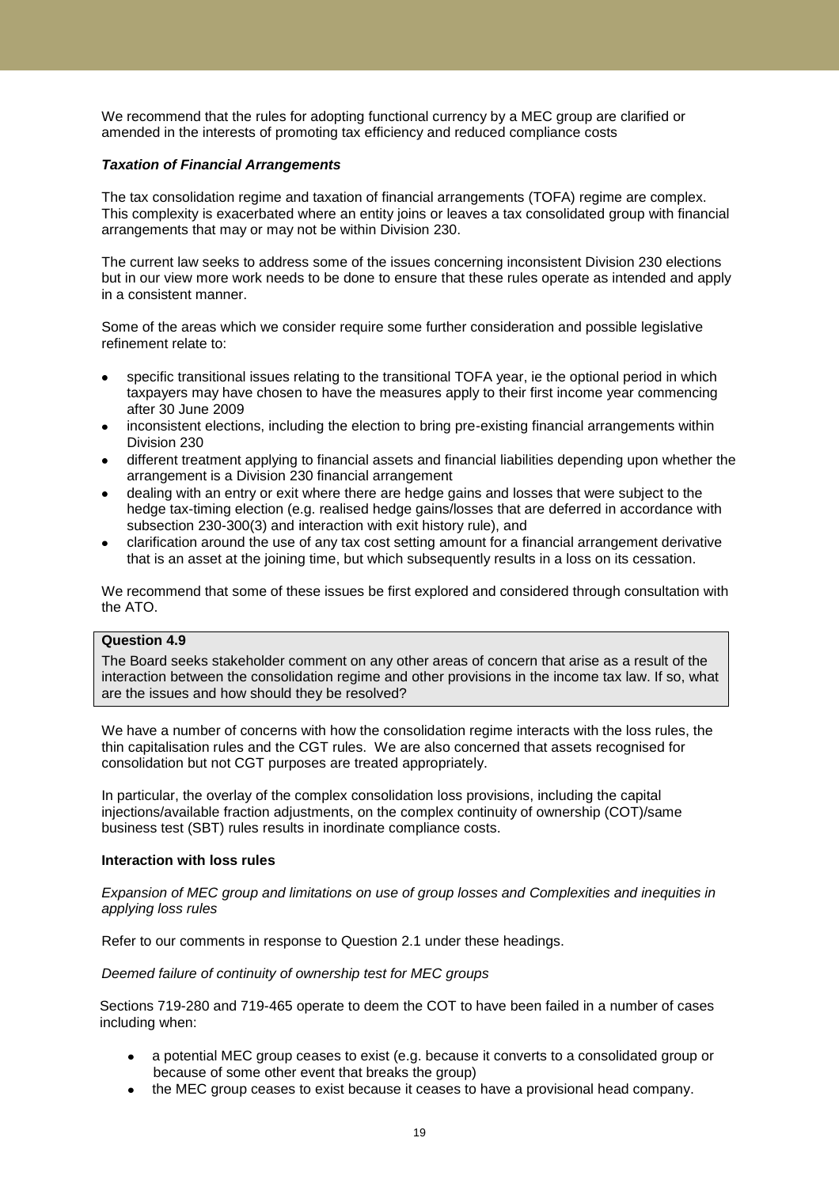We recommend that the rules for adopting functional currency by a MEC group are clarified or amended in the interests of promoting tax efficiency and reduced compliance costs

***Taxation of Financial Arrangements***

The tax consolidation regime and taxation of financial arrangements (TOFA) regime are complex. This complexity is exacerbated where an entity joins or leaves a tax consolidated group with financial arrangements that may or may not be within Division 230.

The current law seeks to address some of the issues concerning inconsistent Division 230 elections but in our view more work needs to be done to ensure that these rules operate as intended and apply in a consistent manner.

Some of the areas which we consider require some further consideration and possible legislative refinement relate to:

- specific transitional issues relating to the transitional TOFA year, ie the optional period in which taxpayers may have chosen to have the measures apply to their first income year commencing after 30 June 2009
- inconsistent elections, including the election to bring pre-existing financial arrangements within Division 230
- different treatment applying to financial assets and financial liabilities depending upon whether the arrangement is a Division 230 financial arrangement
- dealing with an entry or exit where there are hedge gains and losses that were subject to the hedge tax-timing election (e.g. realised hedge gains/losses that are deferred in accordance with subsection 230-300(3) and interaction with exit history rule), and
- clarification around the use of any tax cost setting amount for a financial arrangement derivative that is an asset at the joining time, but which subsequently results in a loss on its cessation.

We recommend that some of these issues be first explored and considered through consultation with the ATO.

> **Question 4.9**
>
> The Board seeks stakeholder comment on any other areas of concern that arise as a result of the interaction between the consolidation regime and other provisions in the income tax law. If so, what are the issues and how should they be resolved?

We have a number of concerns with how the consolidation regime interacts with the loss rules, the thin capitalisation rules and the CGT rules. We are also concerned that assets recognised for consolidation but not CGT purposes are treated appropriately.

In particular, the overlay of the complex consolidation loss provisions, including the capital injections/available fraction adjustments, on the complex continuity of ownership (COT)/same business test (SBT) rules results in inordinate compliance costs.

**Interaction with loss rules**

*Expansion of MEC group and limitations on use of group losses and Complexities and inequities in applying loss rules*

Refer to our comments in response to Question 2.1 under these headings.

*Deemed failure of continuity of ownership test for MEC groups*

Sections 719-280 and 719-465 operate to deem the COT to have been failed in a number of cases including when:

- a potential MEC group ceases to exist (e.g. because it converts to a consolidated group or because of some other event that breaks the group)
- the MEC group ceases to exist because it ceases to have a provisional head company.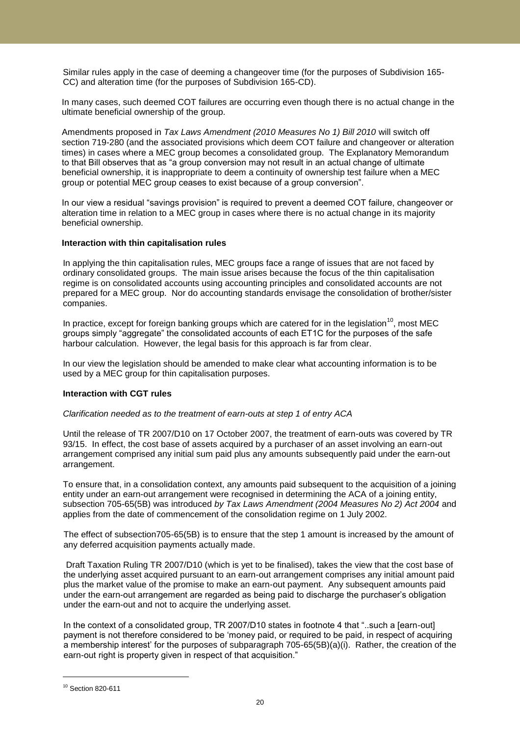Similar rules apply in the case of deeming a changeover time (for the purposes of Subdivision 165-CC) and alteration time (for the purposes of Subdivision 165-CD).

In many cases, such deemed COT failures are occurring even though there is no actual change in the ultimate beneficial ownership of the group.

Amendments proposed in *Tax Laws Amendment (2010 Measures No 1) Bill 2010* will switch off section 719-280 (and the associated provisions which deem COT failure and changeover or alteration times) in cases where a MEC group becomes a consolidated group. The Explanatory Memorandum to that Bill observes that as "a group conversion may not result in an actual change of ultimate beneficial ownership, it is inappropriate to deem a continuity of ownership test failure when a MEC group or potential MEC group ceases to exist because of a group conversion".

In our view a residual "savings provision" is required to prevent a deemed COT failure, changeover or alteration time in relation to a MEC group in cases where there is no actual change in its majority beneficial ownership.

**Interaction with thin capitalisation rules**

In applying the thin capitalisation rules, MEC groups face a range of issues that are not faced by ordinary consolidated groups. The main issue arises because the focus of the thin capitalisation regime is on consolidated accounts using accounting principles and consolidated accounts are not prepared for a MEC group. Nor do accounting standards envisage the consolidation of brother/sister companies.

In practice, except for foreign banking groups which are catered for in the legislation[10], most MEC groups simply "aggregate" the consolidated accounts of each ET1C for the purposes of the safe harbour calculation. However, the legal basis for this approach is far from clear.

In our view the legislation should be amended to make clear what accounting information is to be used by a MEC group for thin capitalisation purposes.

**Interaction with CGT rules**

*Clarification needed as to the treatment of earn-outs at step 1 of entry ACA*

Until the release of TR 2007/D10 on 17 October 2007, the treatment of earn-outs was covered by TR 93/15. In effect, the cost base of assets acquired by a purchaser of an asset involving an earn-out arrangement comprised any initial sum paid plus any amounts subsequently paid under the earn-out arrangement.

To ensure that, in a consolidation context, any amounts paid subsequent to the acquisition of a joining entity under an earn-out arrangement were recognised in determining the ACA of a joining entity, subsection 705-65(5B) was introduced *by Tax Laws Amendment (2004 Measures No 2) Act 2004* and applies from the date of commencement of the consolidation regime on 1 July 2002.

The effect of subsection705-65(5B) is to ensure that the step 1 amount is increased by the amount of any deferred acquisition payments actually made.

Draft Taxation Ruling TR 2007/D10 (which is yet to be finalised), takes the view that the cost base of the underlying asset acquired pursuant to an earn-out arrangement comprises any initial amount paid plus the market value of the promise to make an earn-out payment. Any subsequent amounts paid under the earn-out arrangement are regarded as being paid to discharge the purchaser's obligation under the earn-out and not to acquire the underlying asset.

In the context of a consolidated group, TR 2007/D10 states in footnote 4 that "..such a [earn-out] payment is not therefore considered to be 'money paid, or required to be paid, in respect of acquiring a membership interest' for the purposes of subparagraph 705-65(5B)(a)(i). Rather, the creation of the earn-out right is property given in respect of that acquisition."

---

[10] Section 820-611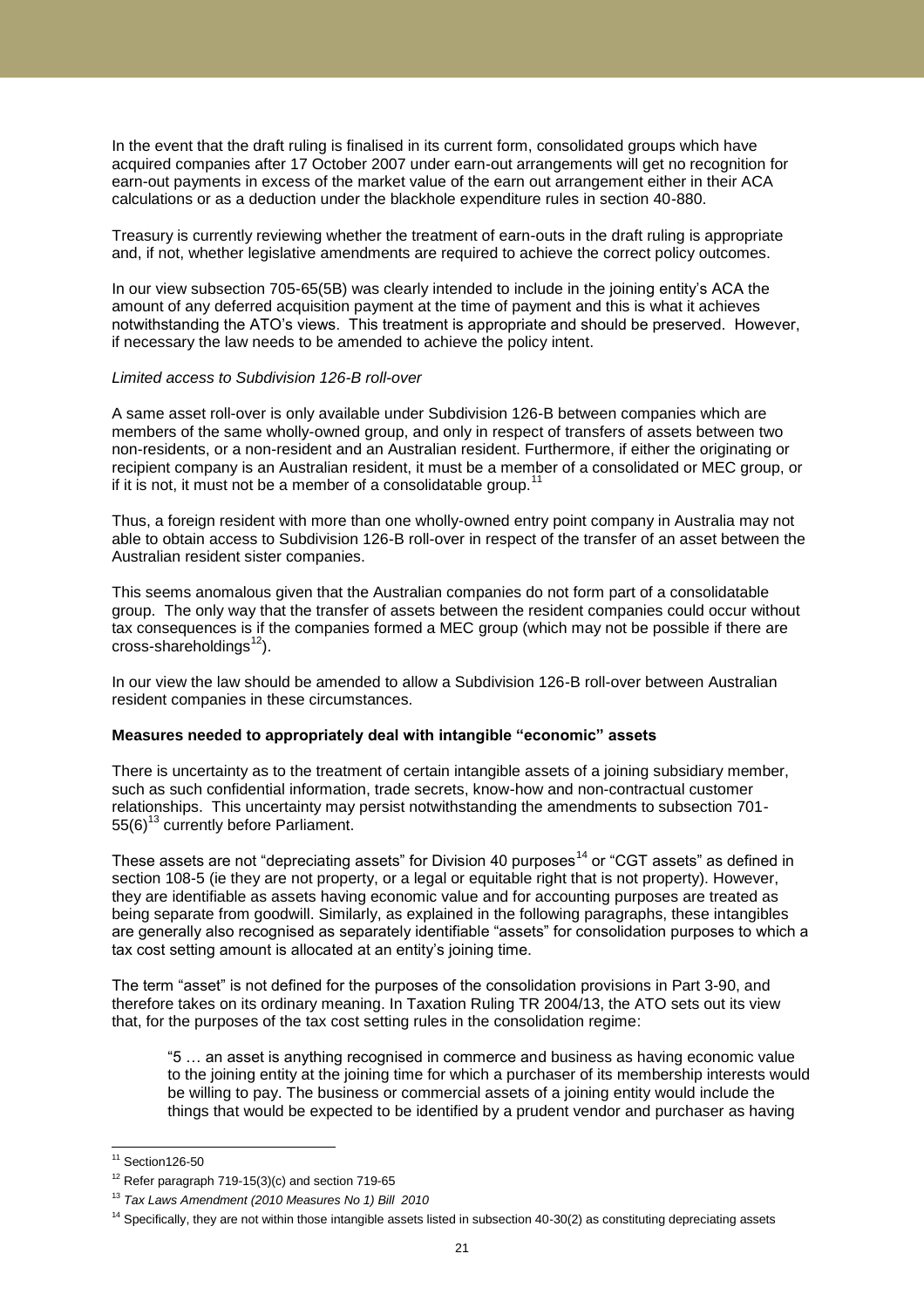In the event that the draft ruling is finalised in its current form, consolidated groups which have acquired companies after 17 October 2007 under earn-out arrangements will get no recognition for earn-out payments in excess of the market value of the earn out arrangement either in their ACA calculations or as a deduction under the blackhole expenditure rules in section 40-880.

Treasury is currently reviewing whether the treatment of earn-outs in the draft ruling is appropriate and, if not, whether legislative amendments are required to achieve the correct policy outcomes.

In our view subsection 705-65(5B) was clearly intended to include in the joining entity's ACA the amount of any deferred acquisition payment at the time of payment and this is what it achieves notwithstanding the ATO's views. This treatment is appropriate and should be preserved. However, if necessary the law needs to be amended to achieve the policy intent.

*Limited access to Subdivision 126-B roll-over*

A same asset roll-over is only available under Subdivision 126-B between companies which are members of the same wholly-owned group, and only in respect of transfers of assets between two non-residents, or a non-resident and an Australian resident. Furthermore, if either the originating or recipient company is an Australian resident, it must be a member of a consolidated or MEC group, or if it is not, it must not be a member of a consolidatable group.[11]

Thus, a foreign resident with more than one wholly-owned entry point company in Australia may not able to obtain access to Subdivision 126-B roll-over in respect of the transfer of an asset between the Australian resident sister companies.

This seems anomalous given that the Australian companies do not form part of a consolidatable group. The only way that the transfer of assets between the resident companies could occur without tax consequences is if the companies formed a MEC group (which may not be possible if there are cross-shareholdings[12]).

In our view the law should be amended to allow a Subdivision 126-B roll-over between Australian resident companies in these circumstances.

**Measures needed to appropriately deal with intangible "economic" assets**

There is uncertainty as to the treatment of certain intangible assets of a joining subsidiary member, such as such confidential information, trade secrets, know-how and non-contractual customer relationships. This uncertainty may persist notwithstanding the amendments to subsection 701-55(6)[13] currently before Parliament.

These assets are not "depreciating assets" for Division 40 purposes[14] or "CGT assets" as defined in section 108-5 (ie they are not property, or a legal or equitable right that is not property). However, they are identifiable as assets having economic value and for accounting purposes are treated as being separate from goodwill. Similarly, as explained in the following paragraphs, these intangibles are generally also recognised as separately identifiable "assets" for consolidation purposes to which a tax cost setting amount is allocated at an entity's joining time.

The term "asset" is not defined for the purposes of the consolidation provisions in Part 3-90, and therefore takes on its ordinary meaning. In Taxation Ruling TR 2004/13, the ATO sets out its view that, for the purposes of the tax cost setting rules in the consolidation regime:

> "5 … an asset is anything recognised in commerce and business as having economic value to the joining entity at the joining time for which a purchaser of its membership interests would be willing to pay. The business or commercial assets of a joining entity would include the things that would be expected to be identified by a prudent vendor and purchaser as having

---

[11] Section126-50

[12] Refer paragraph 719-15(3)(c) and section 719-65

[13] *Tax Laws Amendment (2010 Measures No 1) Bill 2010*

[14] Specifically, they are not within those intangible assets listed in subsection 40-30(2) as constituting depreciating assets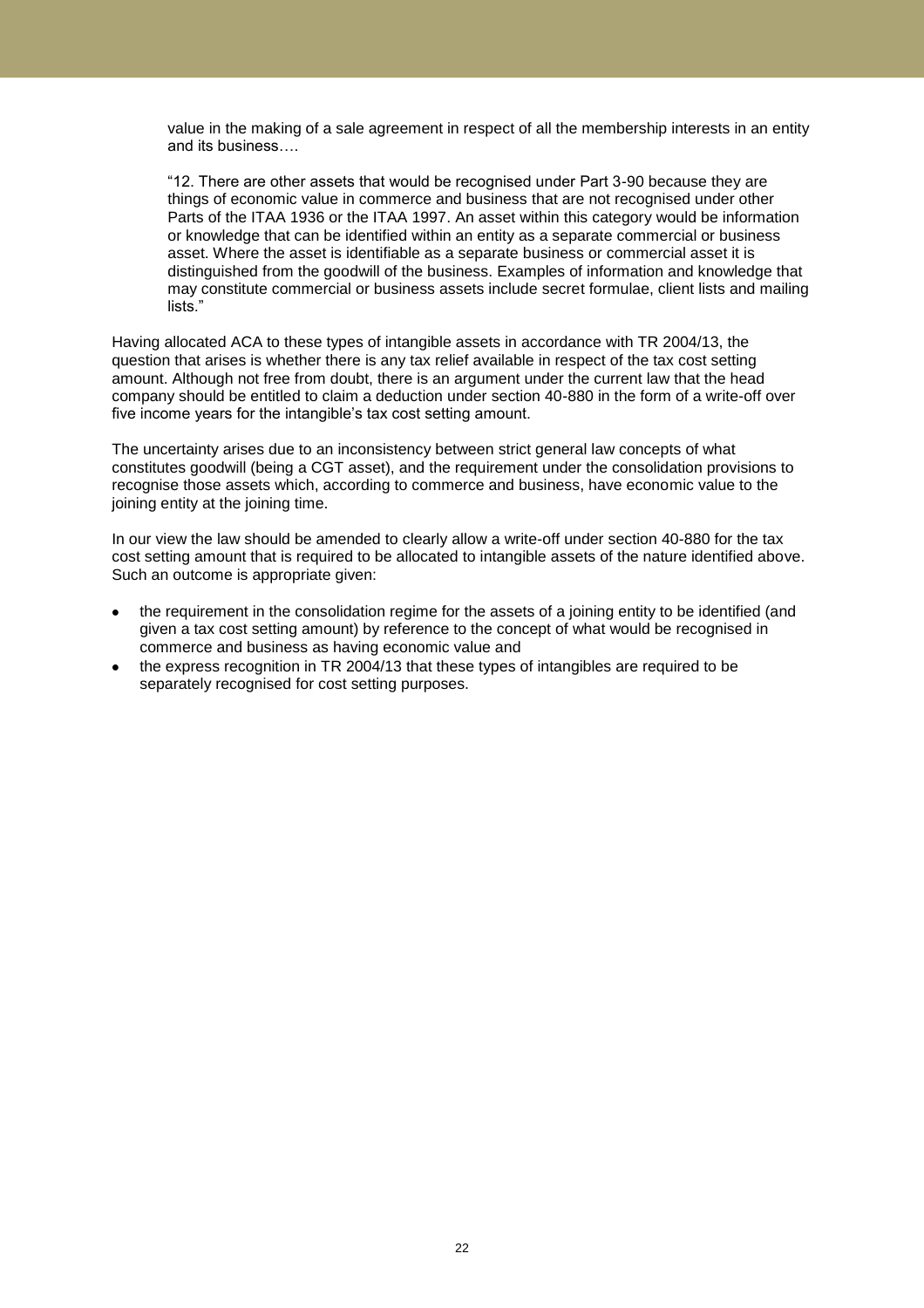> value in the making of a sale agreement in respect of all the membership interests in an entity and its business….
>
> "12. There are other assets that would be recognised under Part 3-90 because they are things of economic value in commerce and business that are not recognised under other Parts of the ITAA 1936 or the ITAA 1997. An asset within this category would be information or knowledge that can be identified within an entity as a separate commercial or business asset. Where the asset is identifiable as a separate business or commercial asset it is distinguished from the goodwill of the business. Examples of information and knowledge that may constitute commercial or business assets include secret formulae, client lists and mailing lists."

Having allocated ACA to these types of intangible assets in accordance with TR 2004/13, the question that arises is whether there is any tax relief available in respect of the tax cost setting amount. Although not free from doubt, there is an argument under the current law that the head company should be entitled to claim a deduction under section 40-880 in the form of a write-off over five income years for the intangible's tax cost setting amount.

The uncertainty arises due to an inconsistency between strict general law concepts of what constitutes goodwill (being a CGT asset), and the requirement under the consolidation provisions to recognise those assets which, according to commerce and business, have economic value to the joining entity at the joining time.

In our view the law should be amended to clearly allow a write-off under section 40-880 for the tax cost setting amount that is required to be allocated to intangible assets of the nature identified above. Such an outcome is appropriate given:

- the requirement in the consolidation regime for the assets of a joining entity to be identified (and given a tax cost setting amount) by reference to the concept of what would be recognised in commerce and business as having economic value and
- the express recognition in TR 2004/13 that these types of intangibles are required to be separately recognised for cost setting purposes.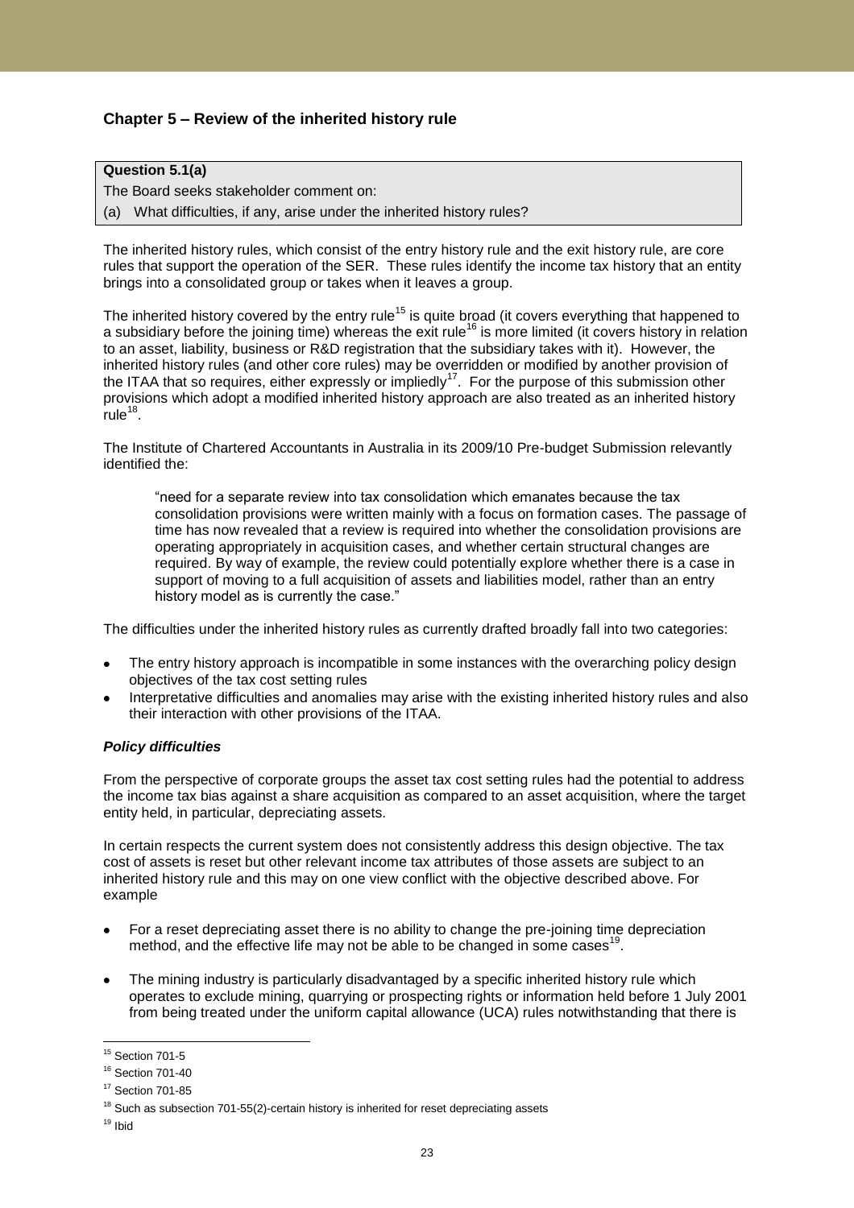## Chapter 5 – Review of the inherited history rule

**Question 5.1(a)**

The Board seeks stakeholder comment on:

(a) What difficulties, if any, arise under the inherited history rules?

The inherited history rules, which consist of the entry history rule and the exit history rule, are core rules that support the operation of the SER. These rules identify the income tax history that an entity brings into a consolidated group or takes when it leaves a group.

The inherited history covered by the entry rule[15] is quite broad (it covers everything that happened to a subsidiary before the joining time) whereas the exit rule[16] is more limited (it covers history in relation to an asset, liability, business or R&D registration that the subsidiary takes with it). However, the inherited history rules (and other core rules) may be overridden or modified by another provision of the ITAA that so requires, either expressly or impliedly[17]. For the purpose of this submission other provisions which adopt a modified inherited history approach are also treated as an inherited history rule[18].

The Institute of Chartered Accountants in Australia in its 2009/10 Pre-budget Submission relevantly identified the:

> "need for a separate review into tax consolidation which emanates because the tax consolidation provisions were written mainly with a focus on formation cases. The passage of time has now revealed that a review is required into whether the consolidation provisions are operating appropriately in acquisition cases, and whether certain structural changes are required. By way of example, the review could potentially explore whether there is a case in support of moving to a full acquisition of assets and liabilities model, rather than an entry history model as is currently the case."

The difficulties under the inherited history rules as currently drafted broadly fall into two categories:

- The entry history approach is incompatible in some instances with the overarching policy design objectives of the tax cost setting rules
- Interpretative difficulties and anomalies may arise with the existing inherited history rules and also their interaction with other provisions of the ITAA.

### *Policy difficulties*

From the perspective of corporate groups the asset tax cost setting rules had the potential to address the income tax bias against a share acquisition as compared to an asset acquisition, where the target entity held, in particular, depreciating assets.

In certain respects the current system does not consistently address this design objective. The tax cost of assets is reset but other relevant income tax attributes of those assets are subject to an inherited history rule and this may on one view conflict with the objective described above. For example

- For a reset depreciating asset there is no ability to change the pre-joining time depreciation method, and the effective life may not be able to be changed in some cases[19].
- The mining industry is particularly disadvantaged by a specific inherited history rule which operates to exclude mining, quarrying or prospecting rights or information held before 1 July 2001 from being treated under the uniform capital allowance (UCA) rules notwithstanding that there is

---

[15] Section 701-5

[16] Section 701-40

[17] Section 701-85

[18] Such as subsection 701-55(2)-certain history is inherited for reset depreciating assets

[19] Ibid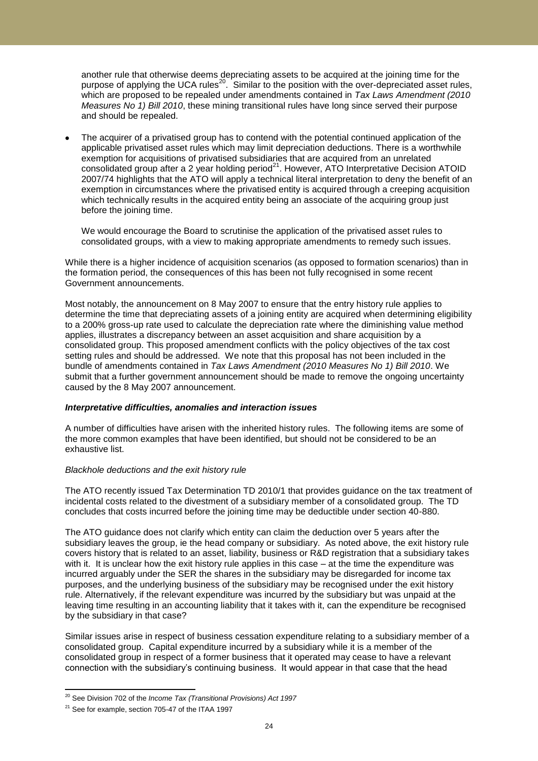another rule that otherwise deems depreciating assets to be acquired at the joining time for the purpose of applying the UCA rules[20]. Similar to the position with the over-depreciated asset rules, which are proposed to be repealed under amendments contained in *Tax Laws Amendment (2010 Measures No 1) Bill 2010*, these mining transitional rules have long since served their purpose and should be repealed.

- The acquirer of a privatised group has to contend with the potential continued application of the applicable privatised asset rules which may limit depreciation deductions. There is a worthwhile exemption for acquisitions of privatised subsidiaries that are acquired from an unrelated consolidated group after a 2 year holding period[21]. However, ATO Interpretative Decision ATOID 2007/74 highlights that the ATO will apply a technical literal interpretation to deny the benefit of an exemption in circumstances where the privatised entity is acquired through a creeping acquisition which technically results in the acquired entity being an associate of the acquiring group just before the joining time.

  We would encourage the Board to scrutinise the application of the privatised asset rules to consolidated groups, with a view to making appropriate amendments to remedy such issues.

While there is a higher incidence of acquisition scenarios (as opposed to formation scenarios) than in the formation period, the consequences of this has been not fully recognised in some recent Government announcements.

Most notably, the announcement on 8 May 2007 to ensure that the entry history rule applies to determine the time that depreciating assets of a joining entity are acquired when determining eligibility to a 200% gross-up rate used to calculate the depreciation rate where the diminishing value method applies, illustrates a discrepancy between an asset acquisition and share acquisition by a consolidated group. This proposed amendment conflicts with the policy objectives of the tax cost setting rules and should be addressed. We note that this proposal has not been included in the bundle of amendments contained in *Tax Laws Amendment (2010 Measures No 1) Bill 2010*. We submit that a further government announcement should be made to remove the ongoing uncertainty caused by the 8 May 2007 announcement.

***Interpretative difficulties, anomalies and interaction issues***

A number of difficulties have arisen with the inherited history rules. The following items are some of the more common examples that have been identified, but should not be considered to be an exhaustive list.

*Blackhole deductions and the exit history rule*

The ATO recently issued Tax Determination TD 2010/1 that provides guidance on the tax treatment of incidental costs related to the divestment of a subsidiary member of a consolidated group. The TD concludes that costs incurred before the joining time may be deductible under section 40-880.

The ATO guidance does not clarify which entity can claim the deduction over 5 years after the subsidiary leaves the group, ie the head company or subsidiary. As noted above, the exit history rule covers history that is related to an asset, liability, business or R&D registration that a subsidiary takes with it. It is unclear how the exit history rule applies in this case – at the time the expenditure was incurred arguably under the SER the shares in the subsidiary may be disregarded for income tax purposes, and the underlying business of the subsidiary may be recognised under the exit history rule. Alternatively, if the relevant expenditure was incurred by the subsidiary but was unpaid at the leaving time resulting in an accounting liability that it takes with it, can the expenditure be recognised by the subsidiary in that case?

Similar issues arise in respect of business cessation expenditure relating to a subsidiary member of a consolidated group. Capital expenditure incurred by a subsidiary while it is a member of the consolidated group in respect of a former business that it operated may cease to have a relevant connection with the subsidiary's continuing business. It would appear in that case that the head

[20] See Division 702 of the *Income Tax (Transitional Provisions) Act 1997*

[21] See for example, section 705-47 of the ITAA 1997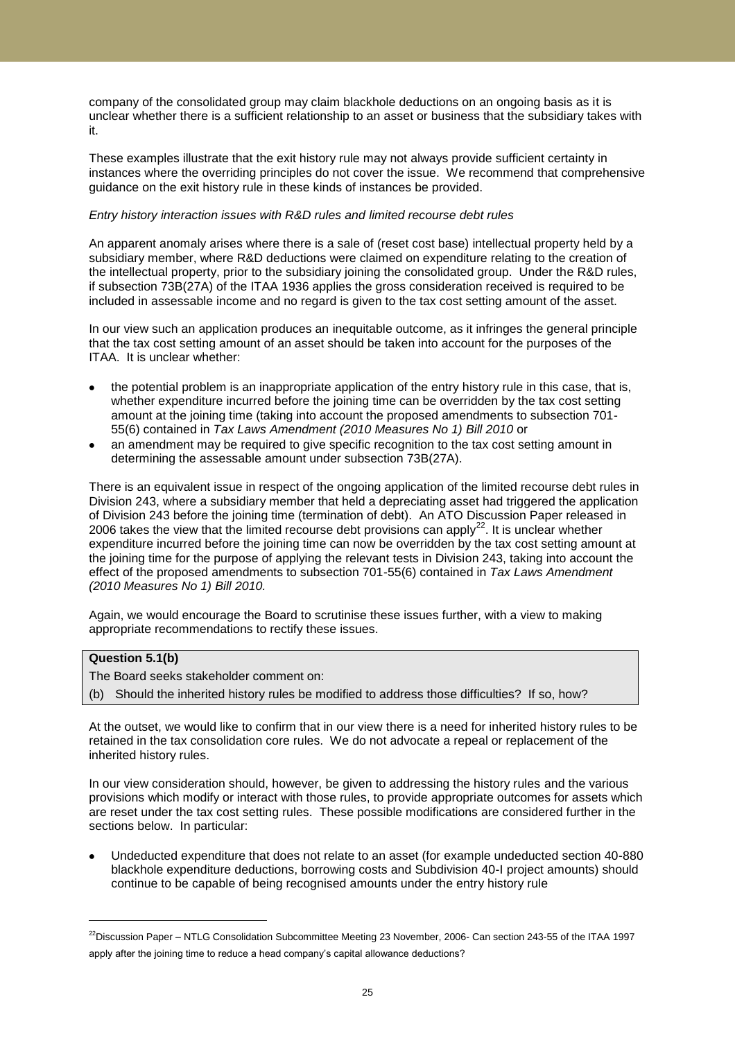company of the consolidated group may claim blackhole deductions on an ongoing basis as it is unclear whether there is a sufficient relationship to an asset or business that the subsidiary takes with it.

These examples illustrate that the exit history rule may not always provide sufficient certainty in instances where the overriding principles do not cover the issue. We recommend that comprehensive guidance on the exit history rule in these kinds of instances be provided.

*Entry history interaction issues with R&D rules and limited recourse debt rules*

An apparent anomaly arises where there is a sale of (reset cost base) intellectual property held by a subsidiary member, where R&D deductions were claimed on expenditure relating to the creation of the intellectual property, prior to the subsidiary joining the consolidated group. Under the R&D rules, if subsection 73B(27A) of the ITAA 1936 applies the gross consideration received is required to be included in assessable income and no regard is given to the tax cost setting amount of the asset.

In our view such an application produces an inequitable outcome, as it infringes the general principle that the tax cost setting amount of an asset should be taken into account for the purposes of the ITAA. It is unclear whether:

- the potential problem is an inappropriate application of the entry history rule in this case, that is, whether expenditure incurred before the joining time can be overridden by the tax cost setting amount at the joining time (taking into account the proposed amendments to subsection 701-55(6) contained in *Tax Laws Amendment (2010 Measures No 1) Bill 2010* or
- an amendment may be required to give specific recognition to the tax cost setting amount in determining the assessable amount under subsection 73B(27A).

There is an equivalent issue in respect of the ongoing application of the limited recourse debt rules in Division 243, where a subsidiary member that held a depreciating asset had triggered the application of Division 243 before the joining time (termination of debt). An ATO Discussion Paper released in 2006 takes the view that the limited recourse debt provisions can apply[22]. It is unclear whether expenditure incurred before the joining time can now be overridden by the tax cost setting amount at the joining time for the purpose of applying the relevant tests in Division 243, taking into account the effect of the proposed amendments to subsection 701-55(6) contained in *Tax Laws Amendment (2010 Measures No 1) Bill 2010.*

Again, we would encourage the Board to scrutinise these issues further, with a view to making appropriate recommendations to rectify these issues.

| **Question 5.1(b)** |
|---|
| The Board seeks stakeholder comment on: |
| (b) Should the inherited history rules be modified to address those difficulties? If so, how? |

At the outset, we would like to confirm that in our view there is a need for inherited history rules to be retained in the tax consolidation core rules. We do not advocate a repeal or replacement of the inherited history rules.

In our view consideration should, however, be given to addressing the history rules and the various provisions which modify or interact with those rules, to provide appropriate outcomes for assets which are reset under the tax cost setting rules. These possible modifications are considered further in the sections below. In particular:

- Undeducted expenditure that does not relate to an asset (for example undeducted section 40-880 blackhole expenditure deductions, borrowing costs and Subdivision 40-I project amounts) should continue to be capable of being recognised amounts under the entry history rule

[22] Discussion Paper – NTLG Consolidation Subcommittee Meeting 23 November, 2006- Can section 243-55 of the ITAA 1997 apply after the joining time to reduce a head company's capital allowance deductions?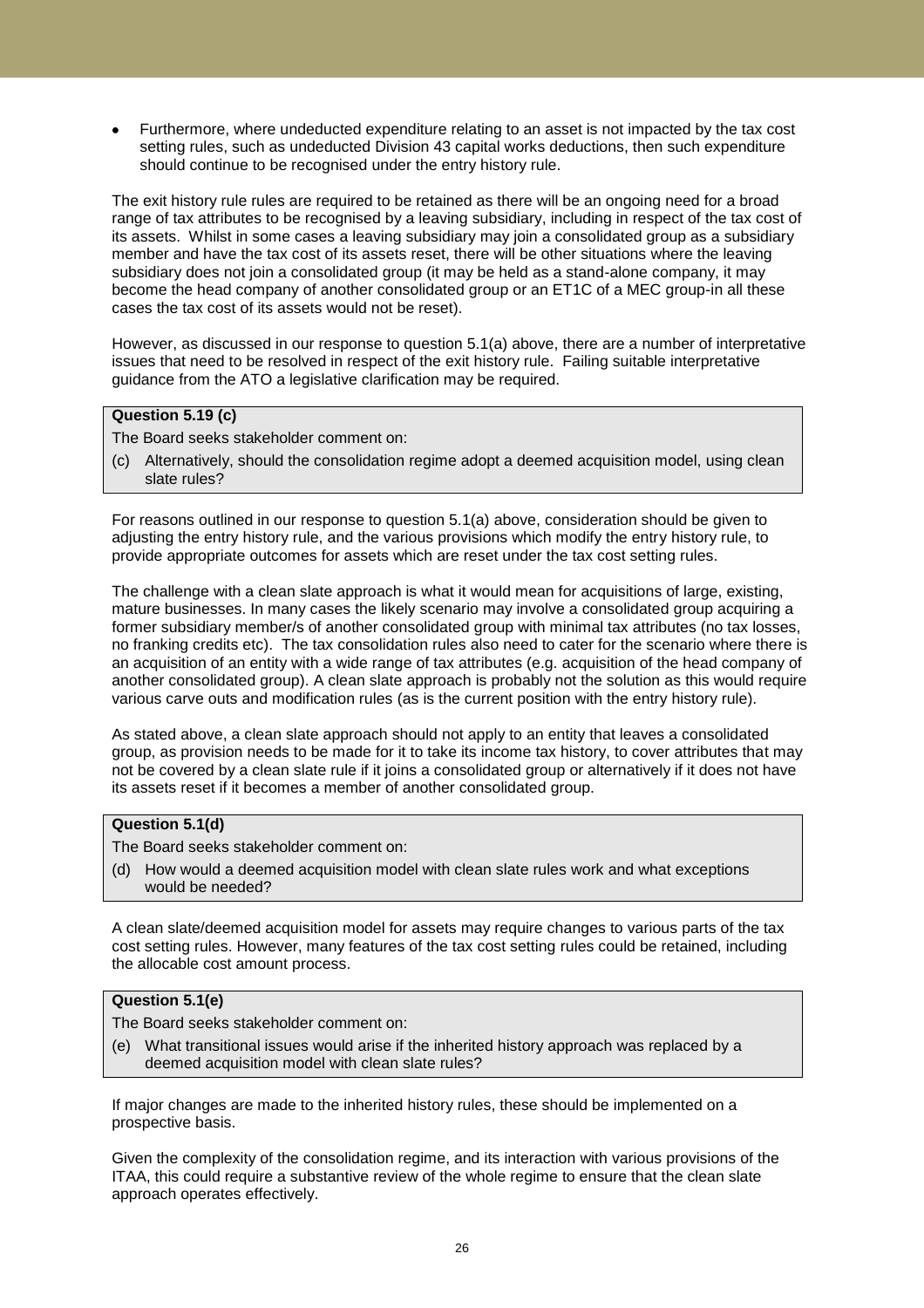- Furthermore, where undeducted expenditure relating to an asset is not impacted by the tax cost setting rules, such as undeducted Division 43 capital works deductions, then such expenditure should continue to be recognised under the entry history rule.

The exit history rule rules are required to be retained as there will be an ongoing need for a broad range of tax attributes to be recognised by a leaving subsidiary, including in respect of the tax cost of its assets. Whilst in some cases a leaving subsidiary may join a consolidated group as a subsidiary member and have the tax cost of its assets reset, there will be other situations where the leaving subsidiary does not join a consolidated group (it may be held as a stand-alone company, it may become the head company of another consolidated group or an ET1C of a MEC group-in all these cases the tax cost of its assets would not be reset).

However, as discussed in our response to question 5.1(a) above, there are a number of interpretative issues that need to be resolved in respect of the exit history rule. Failing suitable interpretative guidance from the ATO a legislative clarification may be required.

> **Question 5.19 (c)**
>
> The Board seeks stakeholder comment on:
>
> (c) Alternatively, should the consolidation regime adopt a deemed acquisition model, using clean slate rules?

For reasons outlined in our response to question 5.1(a) above, consideration should be given to adjusting the entry history rule, and the various provisions which modify the entry history rule, to provide appropriate outcomes for assets which are reset under the tax cost setting rules.

The challenge with a clean slate approach is what it would mean for acquisitions of large, existing, mature businesses. In many cases the likely scenario may involve a consolidated group acquiring a former subsidiary member/s of another consolidated group with minimal tax attributes (no tax losses, no franking credits etc). The tax consolidation rules also need to cater for the scenario where there is an acquisition of an entity with a wide range of tax attributes (e.g. acquisition of the head company of another consolidated group). A clean slate approach is probably not the solution as this would require various carve outs and modification rules (as is the current position with the entry history rule).

As stated above, a clean slate approach should not apply to an entity that leaves a consolidated group, as provision needs to be made for it to take its income tax history, to cover attributes that may not be covered by a clean slate rule if it joins a consolidated group or alternatively if it does not have its assets reset if it becomes a member of another consolidated group.

> **Question 5.1(d)**
>
> The Board seeks stakeholder comment on:
>
> (d) How would a deemed acquisition model with clean slate rules work and what exceptions would be needed?

A clean slate/deemed acquisition model for assets may require changes to various parts of the tax cost setting rules. However, many features of the tax cost setting rules could be retained, including the allocable cost amount process.

> **Question 5.1(e)**
>
> The Board seeks stakeholder comment on:
>
> (e) What transitional issues would arise if the inherited history approach was replaced by a deemed acquisition model with clean slate rules?

If major changes are made to the inherited history rules, these should be implemented on a prospective basis.

Given the complexity of the consolidation regime, and its interaction with various provisions of the ITAA, this could require a substantive review of the whole regime to ensure that the clean slate approach operates effectively.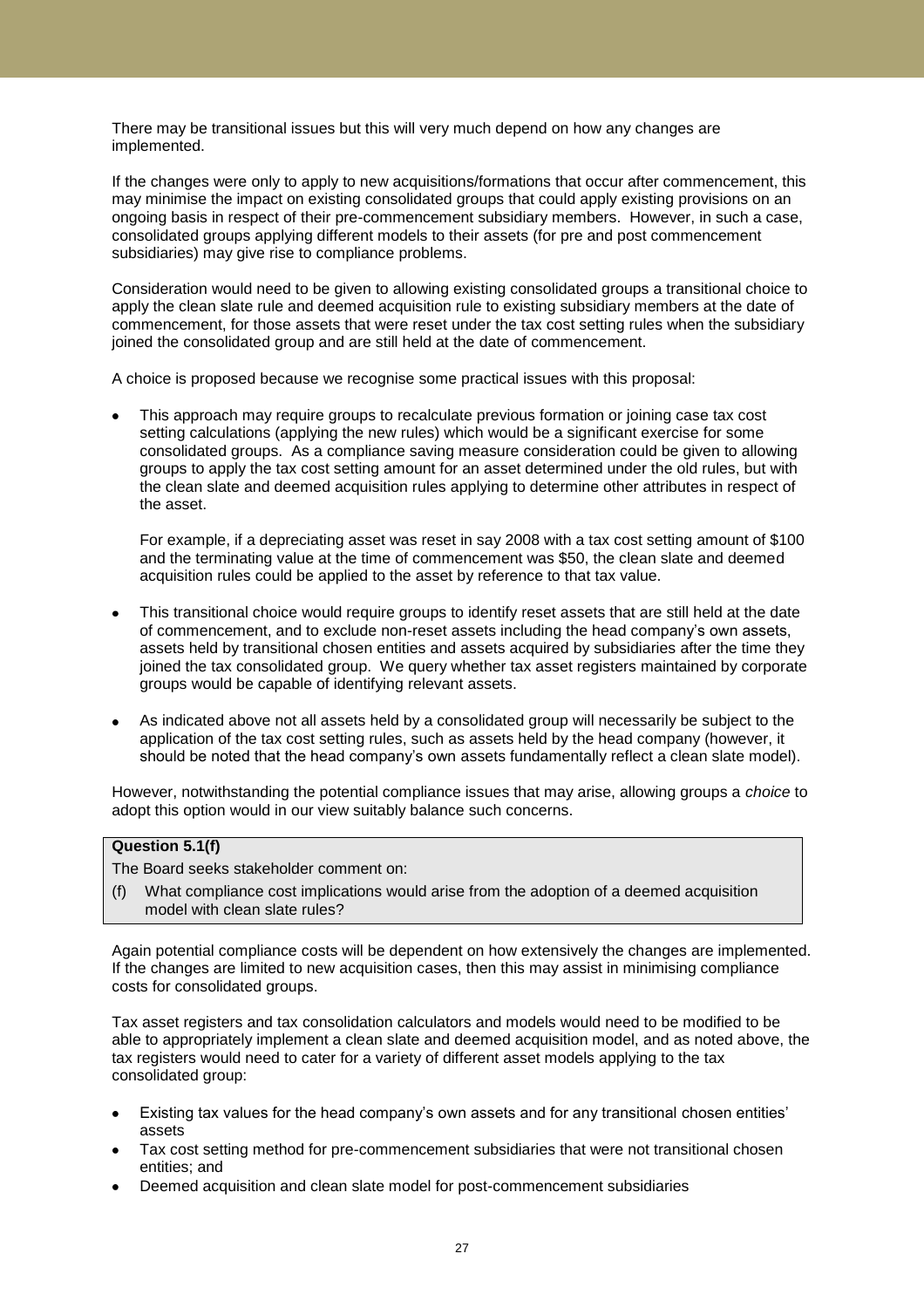There may be transitional issues but this will very much depend on how any changes are implemented.

If the changes were only to apply to new acquisitions/formations that occur after commencement, this may minimise the impact on existing consolidated groups that could apply existing provisions on an ongoing basis in respect of their pre-commencement subsidiary members. However, in such a case, consolidated groups applying different models to their assets (for pre and post commencement subsidiaries) may give rise to compliance problems.

Consideration would need to be given to allowing existing consolidated groups a transitional choice to apply the clean slate rule and deemed acquisition rule to existing subsidiary members at the date of commencement, for those assets that were reset under the tax cost setting rules when the subsidiary joined the consolidated group and are still held at the date of commencement.

A choice is proposed because we recognise some practical issues with this proposal:

- This approach may require groups to recalculate previous formation or joining case tax cost setting calculations (applying the new rules) which would be a significant exercise for some consolidated groups. As a compliance saving measure consideration could be given to allowing groups to apply the tax cost setting amount for an asset determined under the old rules, but with the clean slate and deemed acquisition rules applying to determine other attributes in respect of the asset.

  For example, if a depreciating asset was reset in say 2008 with a tax cost setting amount of $100 and the terminating value at the time of commencement was $50, the clean slate and deemed acquisition rules could be applied to the asset by reference to that tax value.

- This transitional choice would require groups to identify reset assets that are still held at the date of commencement, and to exclude non-reset assets including the head company's own assets, assets held by transitional chosen entities and assets acquired by subsidiaries after the time they joined the tax consolidated group. We query whether tax asset registers maintained by corporate groups would be capable of identifying relevant assets.

- As indicated above not all assets held by a consolidated group will necessarily be subject to the application of the tax cost setting rules, such as assets held by the head company (however, it should be noted that the head company's own assets fundamentally reflect a clean slate model).

However, notwithstanding the potential compliance issues that may arise, allowing groups a *choice* to adopt this option would in our view suitably balance such concerns.

**Question 5.1(f)**

The Board seeks stakeholder comment on:

(f) What compliance cost implications would arise from the adoption of a deemed acquisition model with clean slate rules?

Again potential compliance costs will be dependent on how extensively the changes are implemented. If the changes are limited to new acquisition cases, then this may assist in minimising compliance costs for consolidated groups.

Tax asset registers and tax consolidation calculators and models would need to be modified to be able to appropriately implement a clean slate and deemed acquisition model, and as noted above, the tax registers would need to cater for a variety of different asset models applying to the tax consolidated group:

- Existing tax values for the head company's own assets and for any transitional chosen entities' assets
- Tax cost setting method for pre-commencement subsidiaries that were not transitional chosen entities; and
- Deemed acquisition and clean slate model for post-commencement subsidiaries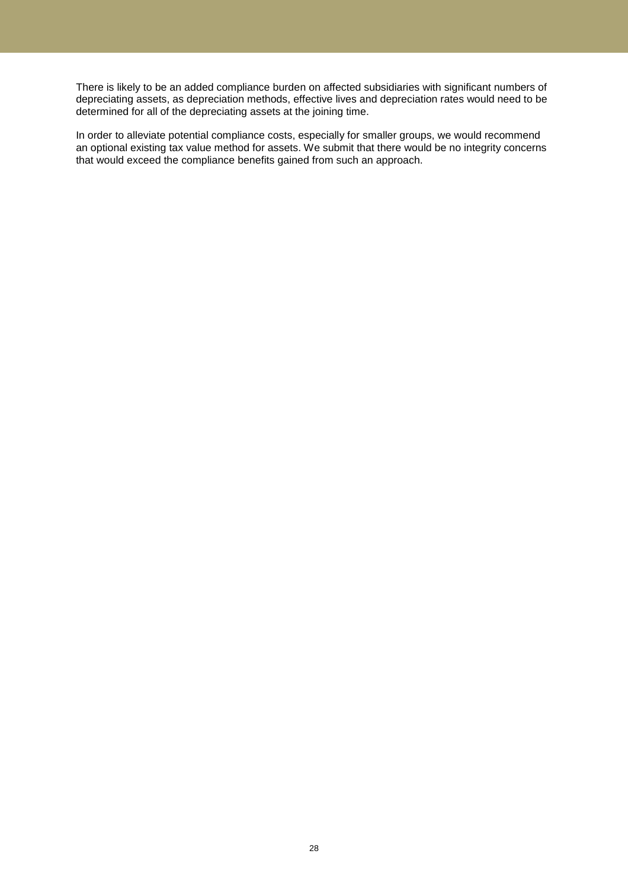There is likely to be an added compliance burden on affected subsidiaries with significant numbers of depreciating assets, as depreciation methods, effective lives and depreciation rates would need to be determined for all of the depreciating assets at the joining time.

In order to alleviate potential compliance costs, especially for smaller groups, we would recommend an optional existing tax value method for assets. We submit that there would be no integrity concerns that would exceed the compliance benefits gained from such an approach.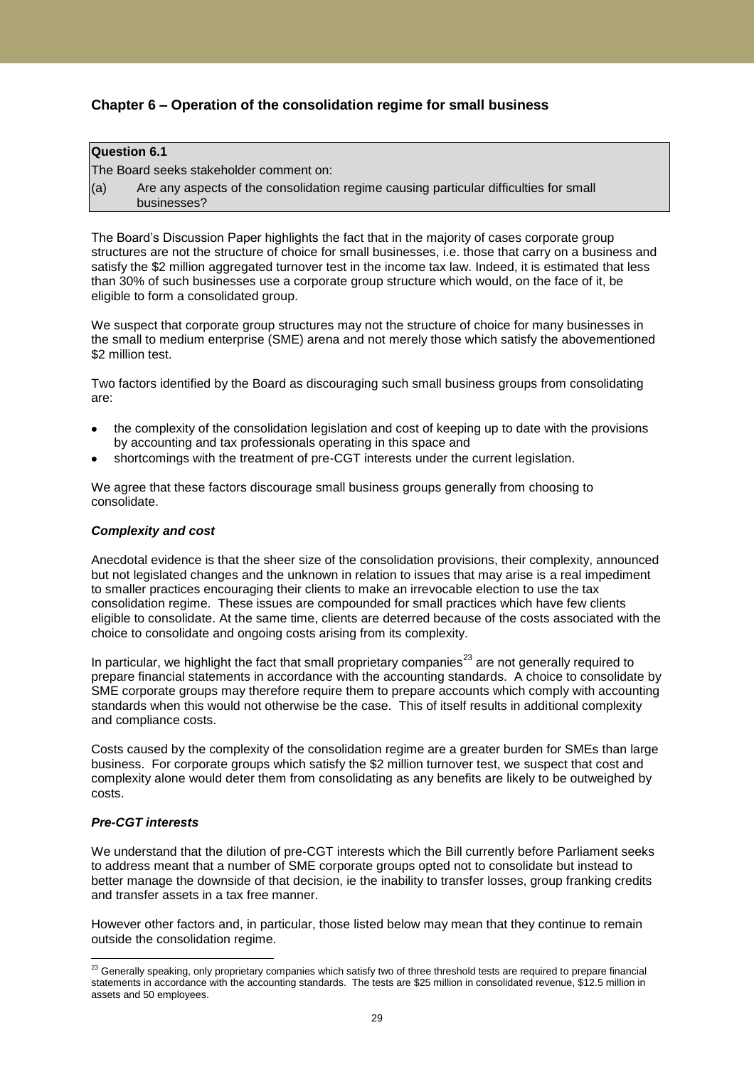## Chapter 6 – Operation of the consolidation regime for small business

**Question 6.1**

The Board seeks stakeholder comment on:

(a) Are any aspects of the consolidation regime causing particular difficulties for small businesses?

The Board's Discussion Paper highlights the fact that in the majority of cases corporate group structures are not the structure of choice for small businesses, i.e. those that carry on a business and satisfy the $2 million aggregated turnover test in the income tax law. Indeed, it is estimated that less than 30% of such businesses use a corporate group structure which would, on the face of it, be eligible to form a consolidated group.

We suspect that corporate group structures may not the structure of choice for many businesses in the small to medium enterprise (SME) arena and not merely those which satisfy the abovementioned $2 million test.

Two factors identified by the Board as discouraging such small business groups from consolidating are:

- the complexity of the consolidation legislation and cost of keeping up to date with the provisions by accounting and tax professionals operating in this space and
- shortcomings with the treatment of pre-CGT interests under the current legislation.

We agree that these factors discourage small business groups generally from choosing to consolidate.

### *Complexity and cost*

Anecdotal evidence is that the sheer size of the consolidation provisions, their complexity, announced but not legislated changes and the unknown in relation to issues that may arise is a real impediment to smaller practices encouraging their clients to make an irrevocable election to use the tax consolidation regime. These issues are compounded for small practices which have few clients eligible to consolidate. At the same time, clients are deterred because of the costs associated with the choice to consolidate and ongoing costs arising from its complexity.

In particular, we highlight the fact that small proprietary companies[23] are not generally required to prepare financial statements in accordance with the accounting standards. A choice to consolidate by SME corporate groups may therefore require them to prepare accounts which comply with accounting standards when this would not otherwise be the case. This of itself results in additional complexity and compliance costs.

Costs caused by the complexity of the consolidation regime are a greater burden for SMEs than large business. For corporate groups which satisfy the $2 million turnover test, we suspect that cost and complexity alone would deter them from consolidating as any benefits are likely to be outweighed by costs.

### *Pre-CGT interests*

We understand that the dilution of pre-CGT interests which the Bill currently before Parliament seeks to address meant that a number of SME corporate groups opted not to consolidate but instead to better manage the downside of that decision, ie the inability to transfer losses, group franking credits and transfer assets in a tax free manner.

However other factors and, in particular, those listed below may mean that they continue to remain outside the consolidation regime.

---

[23] Generally speaking, only proprietary companies which satisfy two of three threshold tests are required to prepare financial statements in accordance with the accounting standards. The tests are $25 million in consolidated revenue, $12.5 million in assets and 50 employees.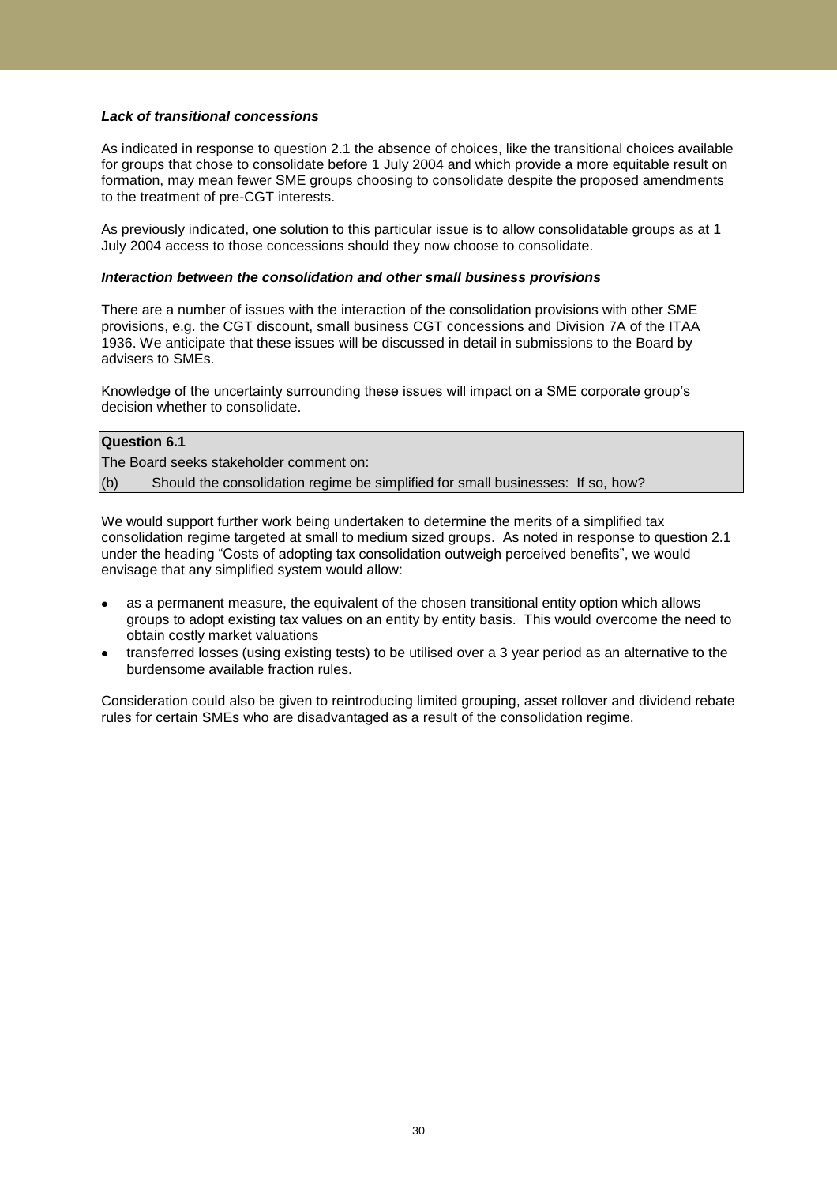***Lack of transitional concessions***

As indicated in response to question 2.1 the absence of choices, like the transitional choices available for groups that chose to consolidate before 1 July 2004 and which provide a more equitable result on formation, may mean fewer SME groups choosing to consolidate despite the proposed amendments to the treatment of pre-CGT interests.

As previously indicated, one solution to this particular issue is to allow consolidatable groups as at 1 July 2004 access to those concessions should they now choose to consolidate.

***Interaction between the consolidation and other small business provisions***

There are a number of issues with the interaction of the consolidation provisions with other SME provisions, e.g. the CGT discount, small business CGT concessions and Division 7A of the ITAA 1936. We anticipate that these issues will be discussed in detail in submissions to the Board by advisers to SMEs.

Knowledge of the uncertainty surrounding these issues will impact on a SME corporate group's decision whether to consolidate.

**Question 6.1**

The Board seeks stakeholder comment on:

(b) Should the consolidation regime be simplified for small businesses: If so, how?

We would support further work being undertaken to determine the merits of a simplified tax consolidation regime targeted at small to medium sized groups. As noted in response to question 2.1 under the heading "Costs of adopting tax consolidation outweigh perceived benefits", we would envisage that any simplified system would allow:

- as a permanent measure, the equivalent of the chosen transitional entity option which allows groups to adopt existing tax values on an entity by entity basis. This would overcome the need to obtain costly market valuations
- transferred losses (using existing tests) to be utilised over a 3 year period as an alternative to the burdensome available fraction rules.

Consideration could also be given to reintroducing limited grouping, asset rollover and dividend rebate rules for certain SMEs who are disadvantaged as a result of the consolidation regime.